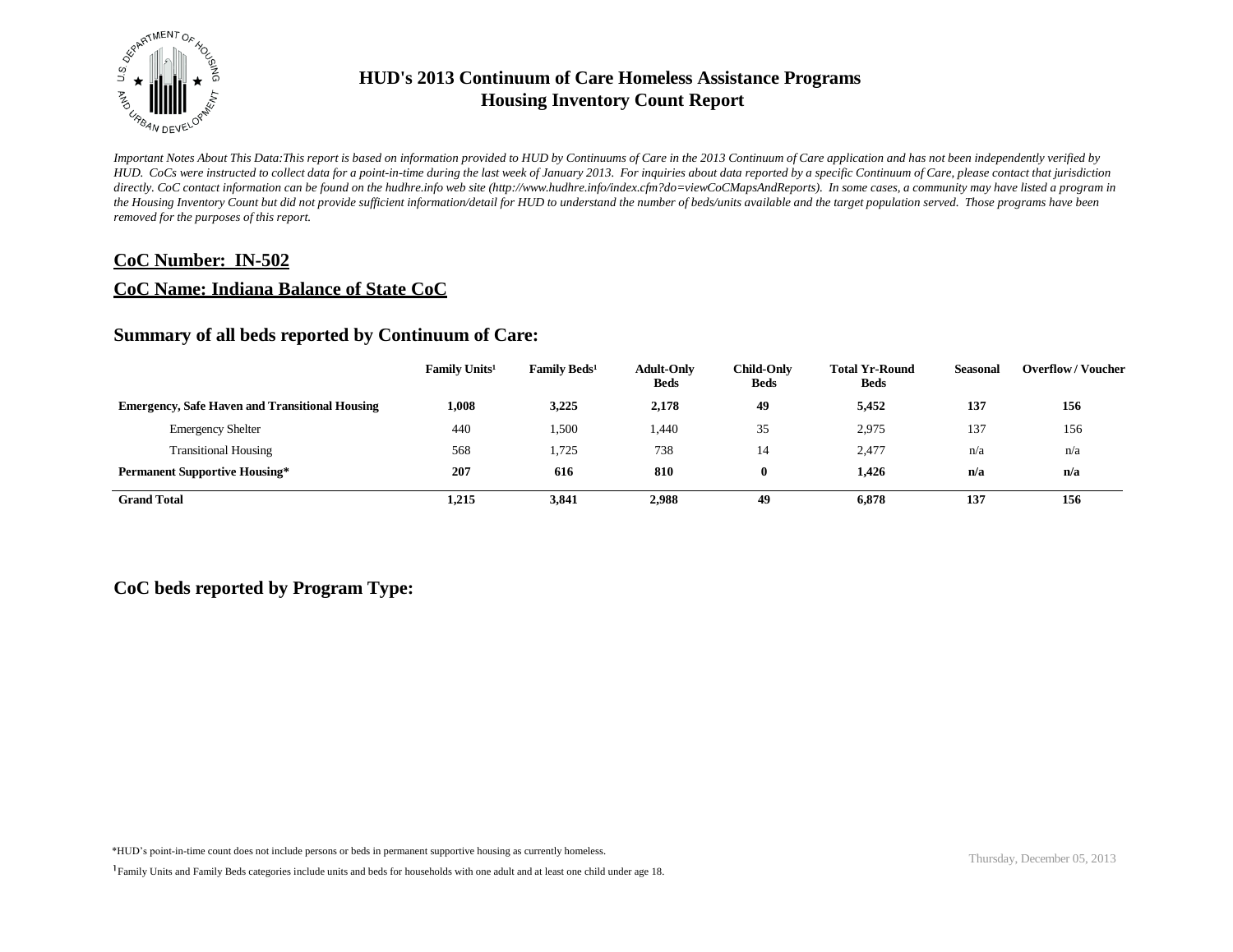# HUD's 2013 Continuum of Care Homeless Assistance Programs
# Housing Inventory Count Report

*Important Notes About This Data:This report is based on information provided to HUD by Continuums of Care in the 2013 Continuum of Care application and has not been independently verified by HUD. CoCs were instructed to collect data for a point-in-time during the last week of January 2013. For inquiries about data reported by a specific Continuum of Care, please contact that jurisdiction directly. CoC contact information can be found on the hudhre.info web site (http://www.hudhre.info/index.cfm?do=viewCoCMapsAndReports). In some cases, a community may have listed a program in the Housing Inventory Count but did not provide sufficient information/detail for HUD to understand the number of beds/units available and the target population served. Those programs have been removed for the purposes of this report.*

## CoC Number: IN-502

## CoC Name: Indiana Balance of State CoC

### Summary of all beds reported by Continuum of Care:

| | Family Units[1] | Family Beds[1] | Adult-Only Beds | Child-Only Beds | Total Yr-Round Beds | Seasonal | Overflow / Voucher |
|---|---|---|---|---|---|---|---|
| **Emergency, Safe Haven and Transitional Housing** | **1,008** | **3,225** | **2,178** | **49** | **5,452** | **137** | **156** |
| Emergency Shelter | 440 | 1,500 | 1,440 | 35 | 2,975 | 137 | 156 |
| Transitional Housing | 568 | 1,725 | 738 | 14 | 2,477 | n/a | n/a |
| **Permanent Supportive Housing*** | **207** | **616** | **810** | **0** | **1,426** | **n/a** | **n/a** |
| **Grand Total** | **1,215** | **3,841** | **2,988** | **49** | **6,878** | **137** | **156** |

### CoC beds reported by Program Type:

*HUD's point-in-time count does not include persons or beds in permanent supportive housing as currently homeless.

[1] Family Units and Family Beds categories include units and beds for households with one adult and at least one child under age 18.

Thursday, December 05, 2013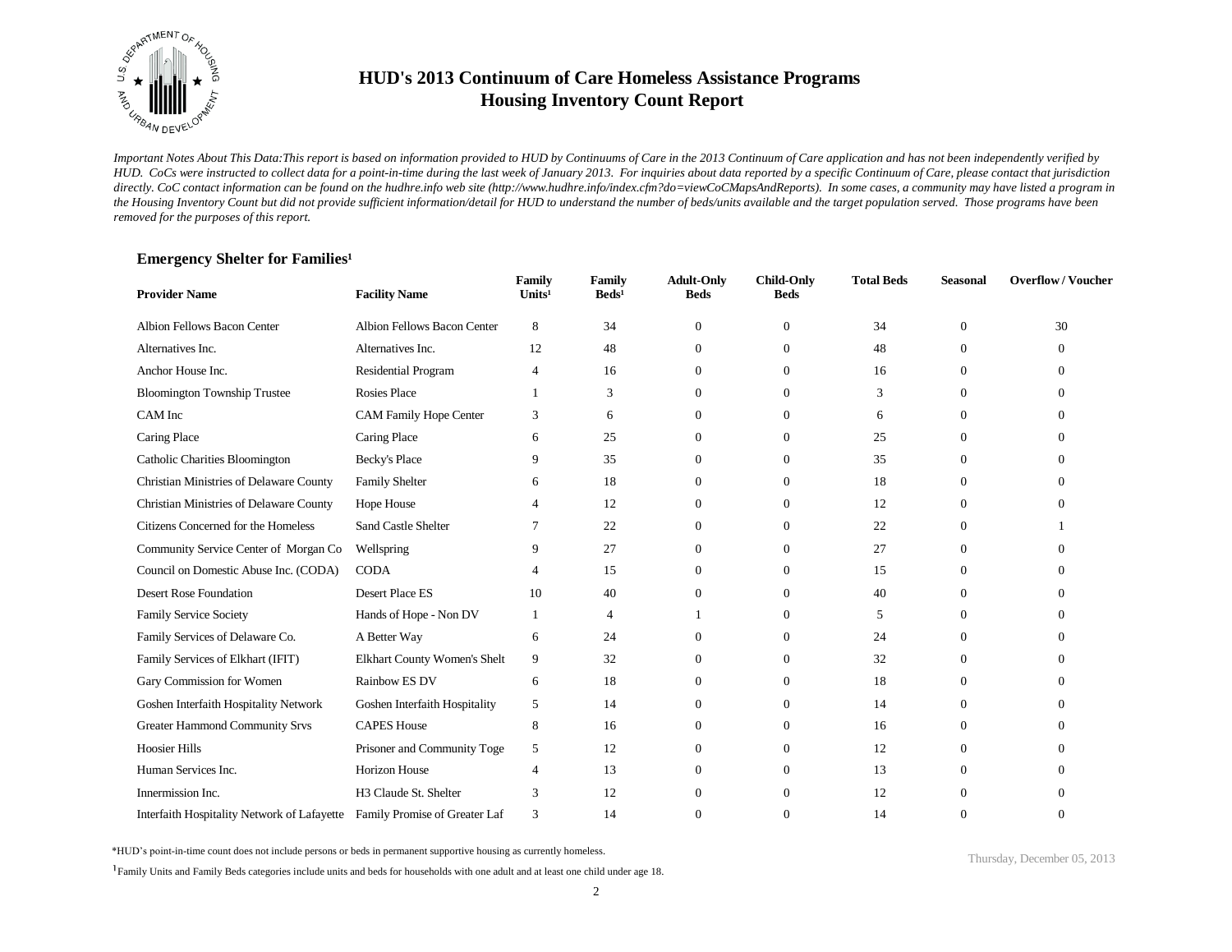# HUD's 2013 Continuum of Care Homeless Assistance Programs
## Housing Inventory Count Report

*Important Notes About This Data:This report is based on information provided to HUD by Continuums of Care in the 2013 Continuum of Care application and has not been independently verified by HUD. CoCs were instructed to collect data for a point-in-time during the last week of January 2013. For inquiries about data reported by a specific Continuum of Care, please contact that jurisdiction directly. CoC contact information can be found on the hudhre.info web site (http://www.hudhre.info/index.cfm?do=viewCoCMapsAndReports). In some cases, a community may have listed a program in the Housing Inventory Count but did not provide sufficient information/detail for HUD to understand the number of beds/units available and the target population served. Those programs have been removed for the purposes of this report.*

### Emergency Shelter for Families[1]

| Provider Name | Facility Name | Family Units[1] | Family Beds[1] | Adult-Only Beds | Child-Only Beds | Total Beds | Seasonal | Overflow / Voucher |
|---|---|---|---|---|---|---|---|---|
| Albion Fellows Bacon Center | Albion Fellows Bacon Center | 8 | 34 | 0 | 0 | 34 | 0 | 30 |
| Alternatives Inc. | Alternatives Inc. | 12 | 48 | 0 | 0 | 48 | 0 | 0 |
| Anchor House Inc. | Residential Program | 4 | 16 | 0 | 0 | 16 | 0 | 0 |
| Bloomington Township Trustee | Rosies Place | 1 | 3 | 0 | 0 | 3 | 0 | 0 |
| CAM Inc | CAM Family Hope Center | 3 | 6 | 0 | 0 | 6 | 0 | 0 |
| Caring Place | Caring Place | 6 | 25 | 0 | 0 | 25 | 0 | 0 |
| Catholic Charities Bloomington | Becky's Place | 9 | 35 | 0 | 0 | 35 | 0 | 0 |
| Christian Ministries of Delaware County | Family Shelter | 6 | 18 | 0 | 0 | 18 | 0 | 0 |
| Christian Ministries of Delaware County | Hope House | 4 | 12 | 0 | 0 | 12 | 0 | 0 |
| Citizens Concerned for the Homeless | Sand Castle Shelter | 7 | 22 | 0 | 0 | 22 | 0 | 1 |
| Community Service Center of Morgan Co | Wellspring | 9 | 27 | 0 | 0 | 27 | 0 | 0 |
| Council on Domestic Abuse Inc. (CODA) | CODA | 4 | 15 | 0 | 0 | 15 | 0 | 0 |
| Desert Rose Foundation | Desert Place ES | 10 | 40 | 0 | 0 | 40 | 0 | 0 |
| Family Service Society | Hands of Hope - Non DV | 1 | 4 | 1 | 0 | 5 | 0 | 0 |
| Family Services of Delaware Co. | A Better Way | 6 | 24 | 0 | 0 | 24 | 0 | 0 |
| Family Services of Elkhart (IFIT) | Elkhart County Women's Shelt | 9 | 32 | 0 | 0 | 32 | 0 | 0 |
| Gary Commission for Women | Rainbow ES DV | 6 | 18 | 0 | 0 | 18 | 0 | 0 |
| Goshen Interfaith Hospitality Network | Goshen Interfaith Hospitality | 5 | 14 | 0 | 0 | 14 | 0 | 0 |
| Greater Hammond Community Srvs | CAPES House | 8 | 16 | 0 | 0 | 16 | 0 | 0 |
| Hoosier Hills | Prisoner and Community Toge | 5 | 12 | 0 | 0 | 12 | 0 | 0 |
| Human Services Inc. | Horizon House | 4 | 13 | 0 | 0 | 13 | 0 | 0 |
| Innermission Inc. | H3 Claude St. Shelter | 3 | 12 | 0 | 0 | 12 | 0 | 0 |
| Interfaith Hospitality Network of Lafayette | Family Promise of Greater Laf | 3 | 14 | 0 | 0 | 14 | 0 | 0 |

*HUD's point-in-time count does not include persons or beds in permanent supportive housing as currently homeless.

[1]Family Units and Family Beds categories include units and beds for households with one adult and at least one child under age 18.

Thursday, December 05, 2013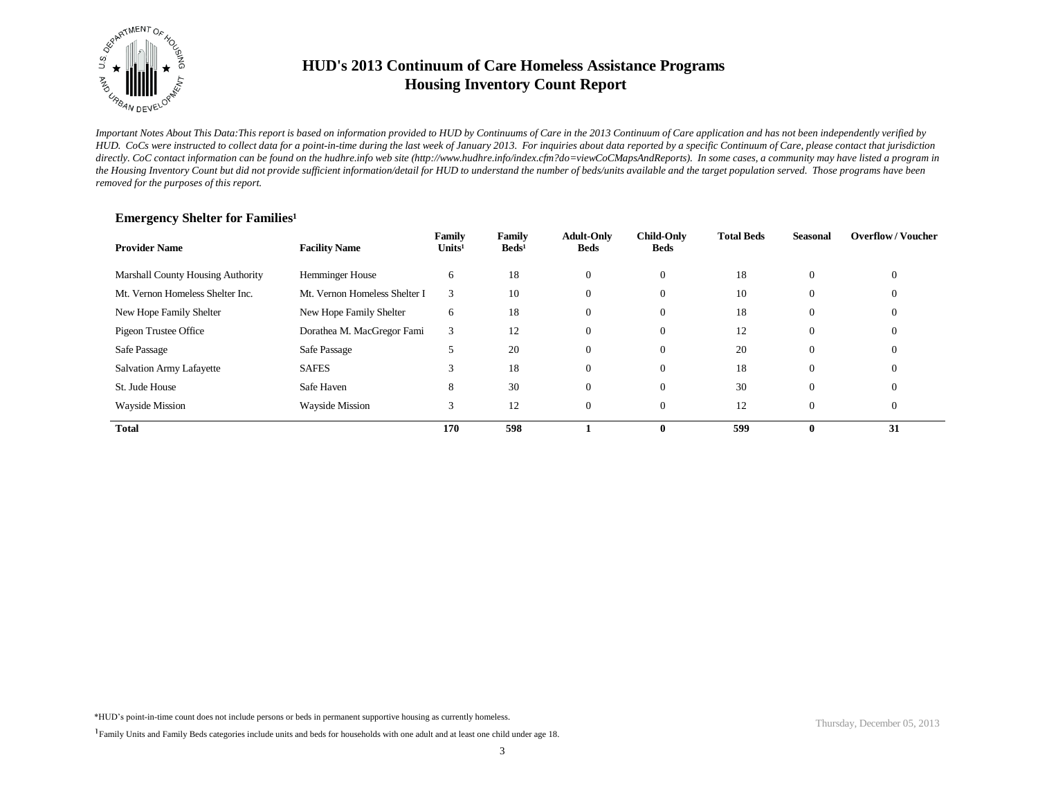# HUD's 2013 Continuum of Care Homeless Assistance Programs
# Housing Inventory Count Report

*Important Notes About This Data:This report is based on information provided to HUD by Continuums of Care in the 2013 Continuum of Care application and has not been independently verified by HUD. CoCs were instructed to collect data for a point-in-time during the last week of January 2013. For inquiries about data reported by a specific Continuum of Care, please contact that jurisdiction directly. CoC contact information can be found on the hudhre.info web site (http://www.hudhre.info/index.cfm?do=viewCoCMapsAndReports). In some cases, a community may have listed a program in the Housing Inventory Count but did not provide sufficient information/detail for HUD to understand the number of beds/units available and the target population served. Those programs have been removed for the purposes of this report.*

### Emergency Shelter for Families[1]

| Provider Name | Facility Name | Family Units[1] | Family Beds[1] | Adult-Only Beds | Child-Only Beds | Total Beds | Seasonal | Overflow / Voucher |
|---|---|---|---|---|---|---|---|---|
| Marshall County Housing Authority | Hemminger House | 6 | 18 | 0 | 0 | 18 | 0 | 0 |
| Mt. Vernon Homeless Shelter Inc. | Mt. Vernon Homeless Shelter I | 3 | 10 | 0 | 0 | 10 | 0 | 0 |
| New Hope Family Shelter | New Hope Family Shelter | 6 | 18 | 0 | 0 | 18 | 0 | 0 |
| Pigeon Trustee Office | Dorathea M. MacGregor Fami | 3 | 12 | 0 | 0 | 12 | 0 | 0 |
| Safe Passage | Safe Passage | 5 | 20 | 0 | 0 | 20 | 0 | 0 |
| Salvation Army Lafayette | SAFES | 3 | 18 | 0 | 0 | 18 | 0 | 0 |
| St. Jude House | Safe Haven | 8 | 30 | 0 | 0 | 30 | 0 | 0 |
| Wayside Mission | Wayside Mission | 3 | 12 | 0 | 0 | 12 | 0 | 0 |
| **Total** | | **170** | **598** | **1** | **0** | **599** | **0** | **31** |

*HUD's point-in-time count does not include persons or beds in permanent supportive housing as currently homeless.

[1]Family Units and Family Beds categories include units and beds for households with one adult and at least one child under age 18.

Thursday, December 05, 2013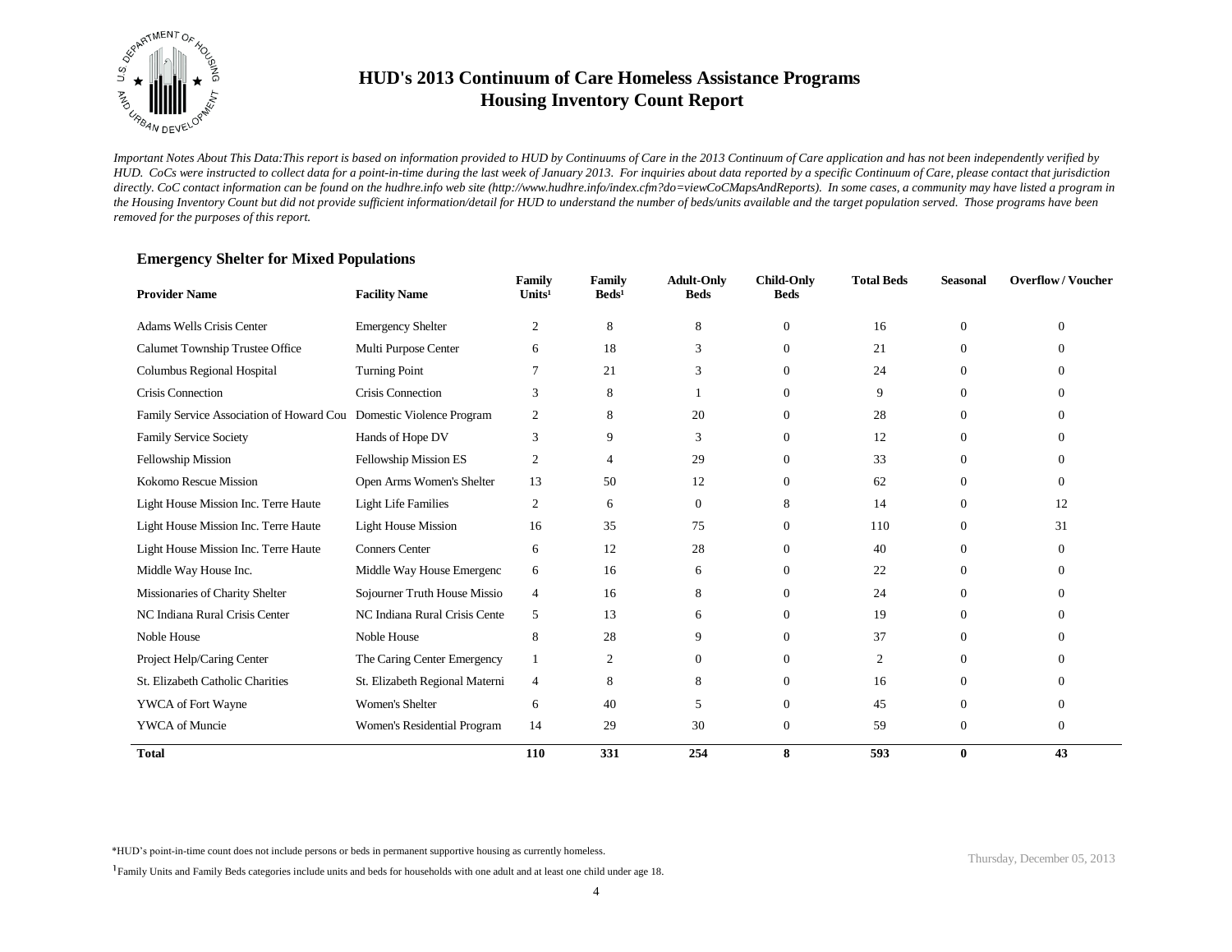# HUD's 2013 Continuum of Care Homeless Assistance Programs
# Housing Inventory Count Report

*Important Notes About This Data:This report is based on information provided to HUD by Continuums of Care in the 2013 Continuum of Care application and has not been independently verified by HUD. CoCs were instructed to collect data for a point-in-time during the last week of January 2013. For inquiries about data reported by a specific Continuum of Care, please contact that jurisdiction directly. CoC contact information can be found on the hudhre.info web site (http://www.hudhre.info/index.cfm?do=viewCoCMapsAndReports). In some cases, a community may have listed a program in the Housing Inventory Count but did not provide sufficient information/detail for HUD to understand the number of beds/units available and the target population served. Those programs have been removed for the purposes of this report.*

### Emergency Shelter for Mixed Populations

| Provider Name | Facility Name | Family Units[1] | Family Beds[1] | Adult-Only Beds | Child-Only Beds | Total Beds | Seasonal | Overflow / Voucher |
|---|---|---|---|---|---|---|---|---|
| Adams Wells Crisis Center | Emergency Shelter | 2 | 8 | 8 | 0 | 16 | 0 | 0 |
| Calumet Township Trustee Office | Multi Purpose Center | 6 | 18 | 3 | 0 | 21 | 0 | 0 |
| Columbus Regional Hospital | Turning Point | 7 | 21 | 3 | 0 | 24 | 0 | 0 |
| Crisis Connection | Crisis Connection | 3 | 8 | 1 | 0 | 9 | 0 | 0 |
| Family Service Association of Howard Cou | Domestic Violence Program | 2 | 8 | 20 | 0 | 28 | 0 | 0 |
| Family Service Society | Hands of Hope DV | 3 | 9 | 3 | 0 | 12 | 0 | 0 |
| Fellowship Mission | Fellowship Mission ES | 2 | 4 | 29 | 0 | 33 | 0 | 0 |
| Kokomo Rescue Mission | Open Arms Women's Shelter | 13 | 50 | 12 | 0 | 62 | 0 | 0 |
| Light House Mission Inc. Terre Haute | Light Life Families | 2 | 6 | 0 | 8 | 14 | 0 | 12 |
| Light House Mission Inc. Terre Haute | Light House Mission | 16 | 35 | 75 | 0 | 110 | 0 | 31 |
| Light House Mission Inc. Terre Haute | Conners Center | 6 | 12 | 28 | 0 | 40 | 0 | 0 |
| Middle Way House Inc. | Middle Way House Emergenc | 6 | 16 | 6 | 0 | 22 | 0 | 0 |
| Missionaries of Charity Shelter | Sojourner Truth House Missio | 4 | 16 | 8 | 0 | 24 | 0 | 0 |
| NC Indiana Rural Crisis Center | NC Indiana Rural Crisis Cente | 5 | 13 | 6 | 0 | 19 | 0 | 0 |
| Noble House | Noble House | 8 | 28 | 9 | 0 | 37 | 0 | 0 |
| Project Help/Caring Center | The Caring Center Emergency | 1 | 2 | 0 | 0 | 2 | 0 | 0 |
| St. Elizabeth Catholic Charities | St. Elizabeth Regional Materni | 4 | 8 | 8 | 0 | 16 | 0 | 0 |
| YWCA of Fort Wayne | Women's Shelter | 6 | 40 | 5 | 0 | 45 | 0 | 0 |
| YWCA of Muncie | Women's Residential Program | 14 | 29 | 30 | 0 | 59 | 0 | 0 |
| **Total** | | **110** | **331** | **254** | **8** | **593** | **0** | **43** |

*HUD's point-in-time count does not include persons or beds in permanent supportive housing as currently homeless.

[1] Family Units and Family Beds categories include units and beds for households with one adult and at least one child under age 18.

Thursday, December 05, 2013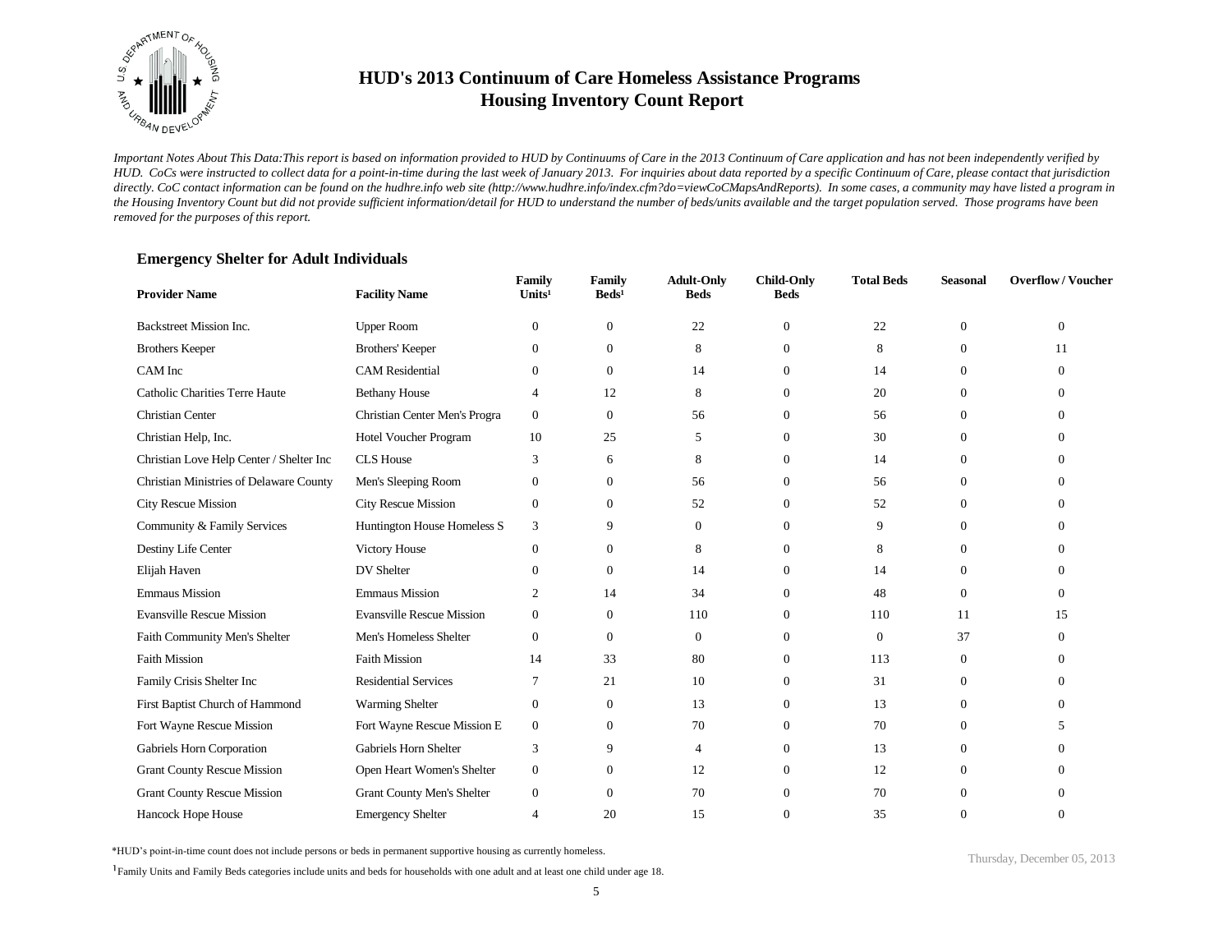# HUD's 2013 Continuum of Care Homeless Assistance Programs
# Housing Inventory Count Report

*Important Notes About This Data:This report is based on information provided to HUD by Continuums of Care in the 2013 Continuum of Care application and has not been independently verified by HUD. CoCs were instructed to collect data for a point-in-time during the last week of January 2013. For inquiries about data reported by a specific Continuum of Care, please contact that jurisdiction directly. CoC contact information can be found on the hudhre.info web site (http://www.hudhre.info/index.cfm?do=viewCoCMapsAndReports). In some cases, a community may have listed a program in the Housing Inventory Count but did not provide sufficient information/detail for HUD to understand the number of beds/units available and the target population served. Those programs have been removed for the purposes of this report.*

## Emergency Shelter for Adult Individuals

| Provider Name | Facility Name | Family Units[1] | Family Beds[1] | Adult-Only Beds | Child-Only Beds | Total Beds | Seasonal | Overflow / Voucher |
|---|---|---|---|---|---|---|---|---|
| Backstreet Mission Inc. | Upper Room | 0 | 0 | 22 | 0 | 22 | 0 | 0 |
| Brothers Keeper | Brothers' Keeper | 0 | 0 | 8 | 0 | 8 | 0 | 11 |
| CAM Inc | CAM Residential | 0 | 0 | 14 | 0 | 14 | 0 | 0 |
| Catholic Charities Terre Haute | Bethany House | 4 | 12 | 8 | 0 | 20 | 0 | 0 |
| Christian Center | Christian Center Men's Progra | 0 | 0 | 56 | 0 | 56 | 0 | 0 |
| Christian Help, Inc. | Hotel Voucher Program | 10 | 25 | 5 | 0 | 30 | 0 | 0 |
| Christian Love Help Center / Shelter Inc | CLS House | 3 | 6 | 8 | 0 | 14 | 0 | 0 |
| Christian Ministries of Delaware County | Men's Sleeping Room | 0 | 0 | 56 | 0 | 56 | 0 | 0 |
| City Rescue Mission | City Rescue Mission | 0 | 0 | 52 | 0 | 52 | 0 | 0 |
| Community & Family Services | Huntington House Homeless S | 3 | 9 | 0 | 0 | 9 | 0 | 0 |
| Destiny Life Center | Victory House | 0 | 0 | 8 | 0 | 8 | 0 | 0 |
| Elijah Haven | DV Shelter | 0 | 0 | 14 | 0 | 14 | 0 | 0 |
| Emmaus Mission | Emmaus Mission | 2 | 14 | 34 | 0 | 48 | 0 | 0 |
| Evansville Rescue Mission | Evansville Rescue Mission | 0 | 0 | 110 | 0 | 110 | 11 | 15 |
| Faith Community Men's Shelter | Men's Homeless Shelter | 0 | 0 | 0 | 0 | 0 | 37 | 0 |
| Faith Mission | Faith Mission | 14 | 33 | 80 | 0 | 113 | 0 | 0 |
| Family Crisis Shelter Inc | Residential Services | 7 | 21 | 10 | 0 | 31 | 0 | 0 |
| First Baptist Church of Hammond | Warming Shelter | 0 | 0 | 13 | 0 | 13 | 0 | 0 |
| Fort Wayne Rescue Mission | Fort Wayne Rescue Mission E | 0 | 0 | 70 | 0 | 70 | 0 | 5 |
| Gabriels Horn Corporation | Gabriels Horn Shelter | 3 | 9 | 4 | 0 | 13 | 0 | 0 |
| Grant County Rescue Mission | Open Heart Women's Shelter | 0 | 0 | 12 | 0 | 12 | 0 | 0 |
| Grant County Rescue Mission | Grant County Men's Shelter | 0 | 0 | 70 | 0 | 70 | 0 | 0 |
| Hancock Hope House | Emergency Shelter | 4 | 20 | 15 | 0 | 35 | 0 | 0 |

*HUD's point-in-time count does not include persons or beds in permanent supportive housing as currently homeless.

[1]Family Units and Family Beds categories include units and beds for households with one adult and at least one child under age 18.

Thursday, December 05, 2013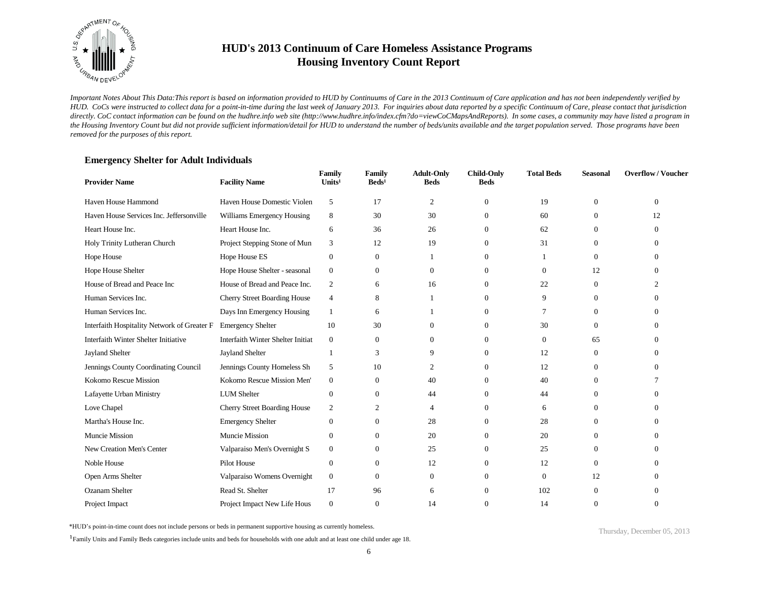# HUD's 2013 Continuum of Care Homeless Assistance Programs
# Housing Inventory Count Report

*Important Notes About This Data:This report is based on information provided to HUD by Continuums of Care in the 2013 Continuum of Care application and has not been independently verified by HUD. CoCs were instructed to collect data for a point-in-time during the last week of January 2013. For inquiries about data reported by a specific Continuum of Care, please contact that jurisdiction directly. CoC contact information can be found on the hudhre.info web site (http://www.hudhre.info/index.cfm?do=viewCoCMapsAndReports). In some cases, a community may have listed a program in the Housing Inventory Count but did not provide sufficient information/detail for HUD to understand the number of beds/units available and the target population served. Those programs have been removed for the purposes of this report.*

### Emergency Shelter for Adult Individuals

| Provider Name | Facility Name | Family Units[1] | Family Beds[1] | Adult-Only Beds | Child-Only Beds | Total Beds | Seasonal | Overflow / Voucher |
|---|---|---|---|---|---|---|---|---|
| Haven House Hammond | Haven House Domestic Violen | 5 | 17 | 2 | 0 | 19 | 0 | 0 |
| Haven House Services Inc. Jeffersonville | Williams Emergency Housing | 8 | 30 | 30 | 0 | 60 | 0 | 12 |
| Heart House Inc. | Heart House Inc. | 6 | 36 | 26 | 0 | 62 | 0 | 0 |
| Holy Trinity Lutheran Church | Project Stepping Stone of Mun | 3 | 12 | 19 | 0 | 31 | 0 | 0 |
| Hope House | Hope House ES | 0 | 0 | 1 | 0 | 1 | 0 | 0 |
| Hope House Shelter | Hope House Shelter - seasonal | 0 | 0 | 0 | 0 | 0 | 12 | 0 |
| House of Bread and Peace Inc | House of Bread and Peace Inc. | 2 | 6 | 16 | 0 | 22 | 0 | 2 |
| Human Services Inc. | Cherry Street Boarding House | 4 | 8 | 1 | 0 | 9 | 0 | 0 |
| Human Services Inc. | Days Inn Emergency Housing | 1 | 6 | 1 | 0 | 7 | 0 | 0 |
| Interfaith Hospitality Network of Greater F | Emergency Shelter | 10 | 30 | 0 | 0 | 30 | 0 | 0 |
| Interfaith Winter Shelter Initiative | Interfaith Winter Shelter Initiat | 0 | 0 | 0 | 0 | 0 | 65 | 0 |
| Jayland Shelter | Jayland Shelter | 1 | 3 | 9 | 0 | 12 | 0 | 0 |
| Jennings County Coordinating Council | Jennings County Homeless Sh | 5 | 10 | 2 | 0 | 12 | 0 | 0 |
| Kokomo Rescue Mission | Kokomo Rescue Mission Men' | 0 | 0 | 40 | 0 | 40 | 0 | 7 |
| Lafayette Urban Ministry | LUM Shelter | 0 | 0 | 44 | 0 | 44 | 0 | 0 |
| Love Chapel | Cherry Street Boarding House | 2 | 2 | 4 | 0 | 6 | 0 | 0 |
| Martha's House Inc. | Emergency Shelter | 0 | 0 | 28 | 0 | 28 | 0 | 0 |
| Muncie Mission | Muncie Mission | 0 | 0 | 20 | 0 | 20 | 0 | 0 |
| New Creation Men's Center | Valparaiso Men's Overnight S | 0 | 0 | 25 | 0 | 25 | 0 | 0 |
| Noble House | Pilot House | 0 | 0 | 12 | 0 | 12 | 0 | 0 |
| Open Arms Shelter | Valparaiso Womens Overnight | 0 | 0 | 0 | 0 | 0 | 12 | 0 |
| Ozanam Shelter | Read St. Shelter | 17 | 96 | 6 | 0 | 102 | 0 | 0 |
| Project Impact | Project Impact New Life Hous | 0 | 0 | 14 | 0 | 14 | 0 | 0 |

*HUD's point-in-time count does not include persons or beds in permanent supportive housing as currently homeless.

[1]Family Units and Family Beds categories include units and beds for households with one adult and at least one child under age 18.

Thursday, December 05, 2013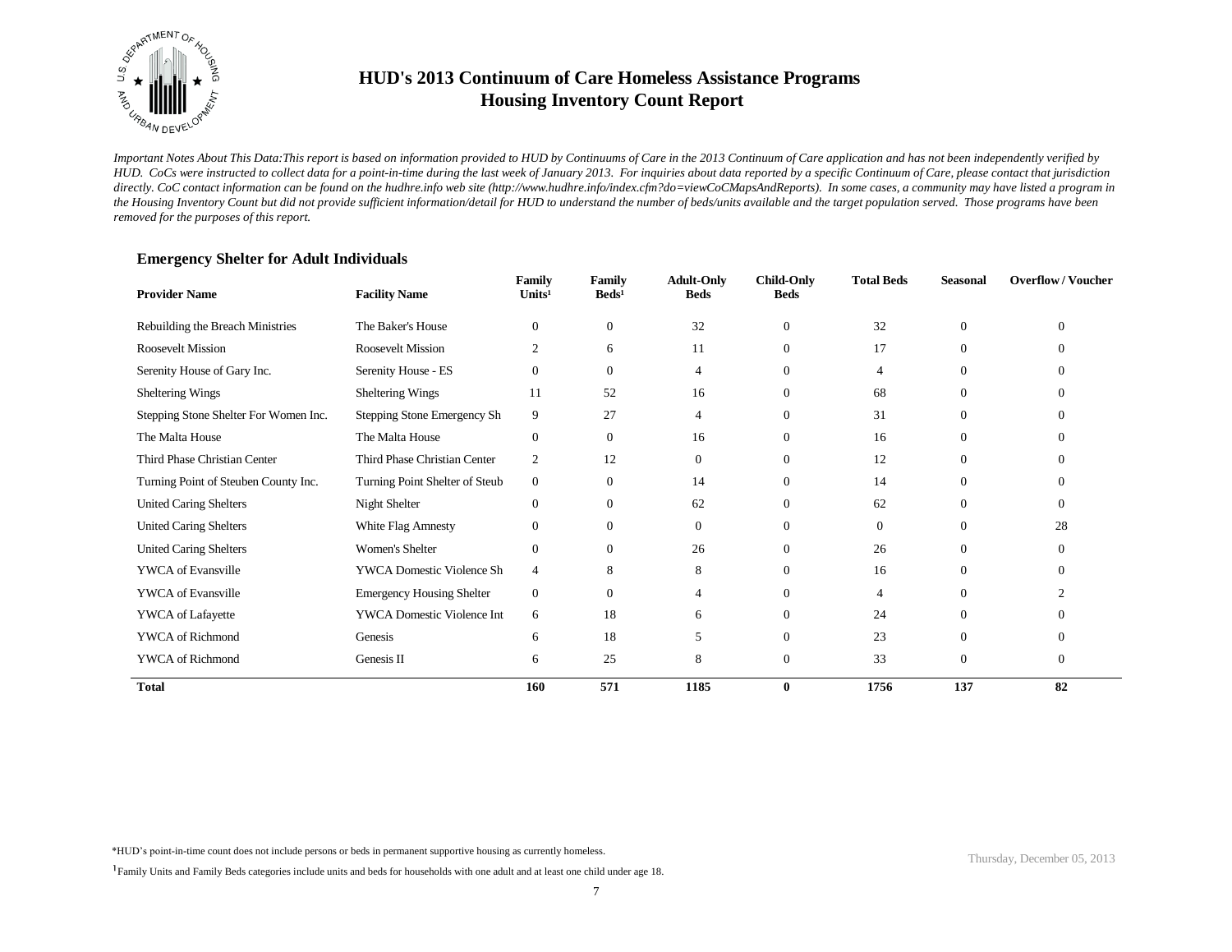# HUD's 2013 Continuum of Care Homeless Assistance Programs
# Housing Inventory Count Report

*Important Notes About This Data:This report is based on information provided to HUD by Continuums of Care in the 2013 Continuum of Care application and has not been independently verified by HUD. CoCs were instructed to collect data for a point-in-time during the last week of January 2013. For inquiries about data reported by a specific Continuum of Care, please contact that jurisdiction directly. CoC contact information can be found on the hudhre.info web site (http://www.hudhre.info/index.cfm?do=viewCoCMapsAndReports). In some cases, a community may have listed a program in the Housing Inventory Count but did not provide sufficient information/detail for HUD to understand the number of beds/units available and the target population served. Those programs have been removed for the purposes of this report.*

### Emergency Shelter for Adult Individuals

| Provider Name | Facility Name | Family Units[1] | Family Beds[1] | Adult-Only Beds | Child-Only Beds | Total Beds | Seasonal | Overflow / Voucher |
|---|---|---|---|---|---|---|---|---|
| Rebuilding the Breach Ministries | The Baker's House | 0 | 0 | 32 | 0 | 32 | 0 | 0 |
| Roosevelt Mission | Roosevelt Mission | 2 | 6 | 11 | 0 | 17 | 0 | 0 |
| Serenity House of Gary Inc. | Serenity House - ES | 0 | 0 | 4 | 0 | 4 | 0 | 0 |
| Sheltering Wings | Sheltering Wings | 11 | 52 | 16 | 0 | 68 | 0 | 0 |
| Stepping Stone Shelter For Women Inc. | Stepping Stone Emergency Sh | 9 | 27 | 4 | 0 | 31 | 0 | 0 |
| The Malta House | The Malta House | 0 | 0 | 16 | 0 | 16 | 0 | 0 |
| Third Phase Christian Center | Third Phase Christian Center | 2 | 12 | 0 | 0 | 12 | 0 | 0 |
| Turning Point of Steuben County Inc. | Turning Point Shelter of Steub | 0 | 0 | 14 | 0 | 14 | 0 | 0 |
| United Caring Shelters | Night Shelter | 0 | 0 | 62 | 0 | 62 | 0 | 0 |
| United Caring Shelters | White Flag Amnesty | 0 | 0 | 0 | 0 | 0 | 0 | 28 |
| United Caring Shelters | Women's Shelter | 0 | 0 | 26 | 0 | 26 | 0 | 0 |
| YWCA of Evansville | YWCA Domestic Violence Sh | 4 | 8 | 8 | 0 | 16 | 0 | 0 |
| YWCA of Evansville | Emergency Housing Shelter | 0 | 0 | 4 | 0 | 4 | 0 | 2 |
| YWCA of Lafayette | YWCA Domestic Violence Int | 6 | 18 | 6 | 0 | 24 | 0 | 0 |
| YWCA of Richmond | Genesis | 6 | 18 | 5 | 0 | 23 | 0 | 0 |
| YWCA of Richmond | Genesis II | 6 | 25 | 8 | 0 | 33 | 0 | 0 |
| **Total** | | **160** | **571** | **1185** | **0** | **1756** | **137** | **82** |

*HUD's point-in-time count does not include persons or beds in permanent supportive housing as currently homeless.

[1]Family Units and Family Beds categories include units and beds for households with one adult and at least one child under age 18.

Thursday, December 05, 2013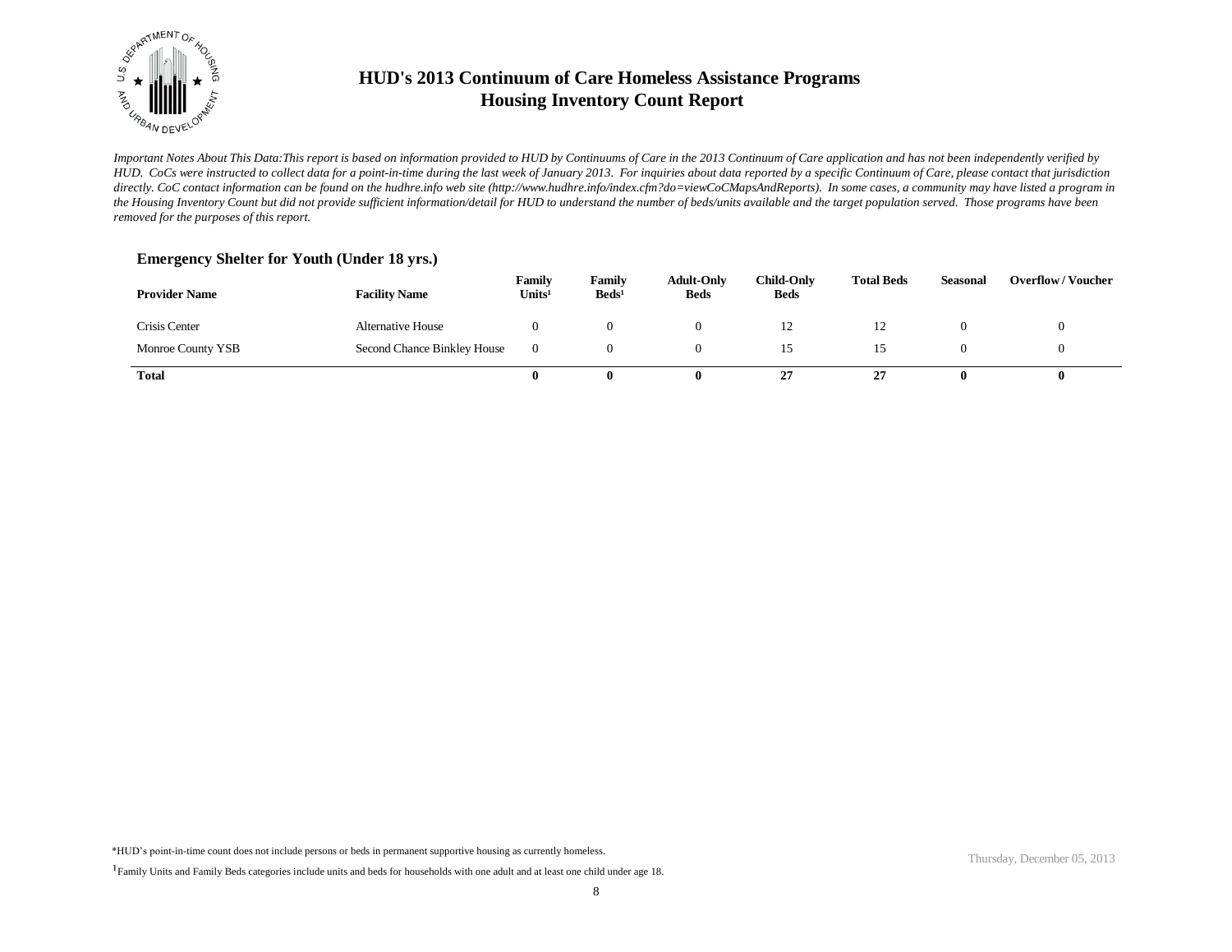# HUD's 2013 Continuum of Care Homeless Assistance Programs
# Housing Inventory Count Report

*Important Notes About This Data:This report is based on information provided to HUD by Continuums of Care in the 2013 Continuum of Care application and has not been independently verified by HUD. CoCs were instructed to collect data for a point-in-time during the last week of January 2013. For inquiries about data reported by a specific Continuum of Care, please contact that jurisdiction directly. CoC contact information can be found on the hudhre.info web site (http://www.hudhre.info/index.cfm?do=viewCoCMapsAndReports). In some cases, a community may have listed a program in the Housing Inventory Count but did not provide sufficient information/detail for HUD to understand the number of beds/units available and the target population served. Those programs have been removed for the purposes of this report.*

### Emergency Shelter for Youth (Under 18 yrs.)

| Provider Name | Facility Name | Family Units[1] | Family Beds[1] | Adult-Only Beds | Child-Only Beds | Total Beds | Seasonal | Overflow / Voucher |
|---|---|---|---|---|---|---|---|---|
| Crisis Center | Alternative House | 0 | 0 | 0 | 12 | 12 | 0 | 0 |
| Monroe County YSB | Second Chance Binkley House | 0 | 0 | 0 | 15 | 15 | 0 | 0 |
| **Total** | | **0** | **0** | **0** | **27** | **27** | **0** | **0** |

*HUD's point-in-time count does not include persons or beds in permanent supportive housing as currently homeless.

[1]Family Units and Family Beds categories include units and beds for households with one adult and at least one child under age 18.

Thursday, December 05, 2013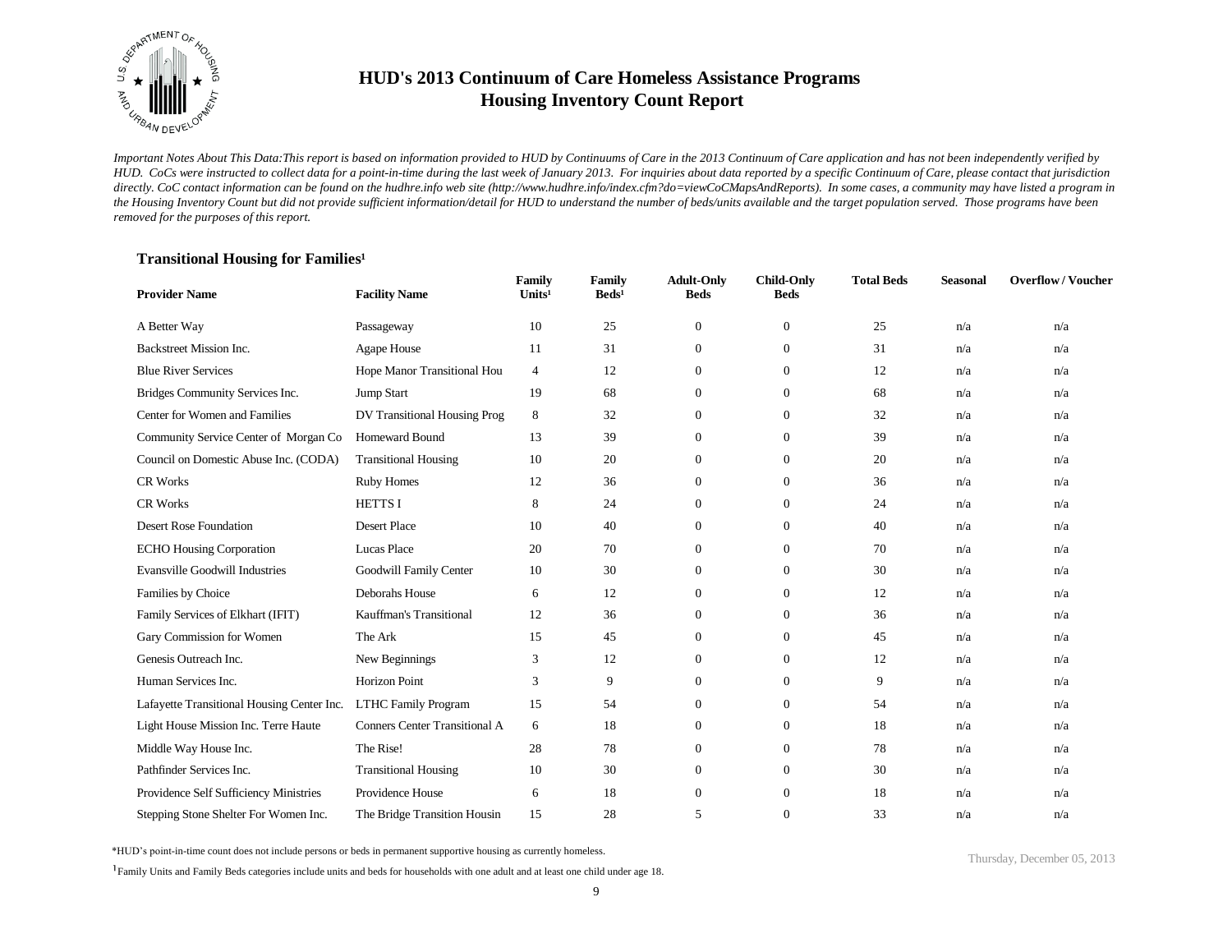# HUD's 2013 Continuum of Care Homeless Assistance Programs
# Housing Inventory Count Report

*Important Notes About This Data:This report is based on information provided to HUD by Continuums of Care in the 2013 Continuum of Care application and has not been independently verified by HUD. CoCs were instructed to collect data for a point-in-time during the last week of January 2013. For inquiries about data reported by a specific Continuum of Care, please contact that jurisdiction directly. CoC contact information can be found on the hudhre.info web site (http://www.hudhre.info/index.cfm?do=viewCoCMapsAndReports). In some cases, a community may have listed a program in the Housing Inventory Count but did not provide sufficient information/detail for HUD to understand the number of beds/units available and the target population served. Those programs have been removed for the purposes of this report.*

### Transitional Housing for Families[1]

| Provider Name | Facility Name | Family Units[1] | Family Beds[1] | Adult-Only Beds | Child-Only Beds | Total Beds | Seasonal | Overflow / Voucher |
|---|---|---|---|---|---|---|---|---|
| A Better Way | Passageway | 10 | 25 | 0 | 0 | 25 | n/a | n/a |
| Backstreet Mission Inc. | Agape House | 11 | 31 | 0 | 0 | 31 | n/a | n/a |
| Blue River Services | Hope Manor Transitional Hou | 4 | 12 | 0 | 0 | 12 | n/a | n/a |
| Bridges Community Services Inc. | Jump Start | 19 | 68 | 0 | 0 | 68 | n/a | n/a |
| Center for Women and Families | DV Transitional Housing Prog | 8 | 32 | 0 | 0 | 32 | n/a | n/a |
| Community Service Center of Morgan Co | Homeward Bound | 13 | 39 | 0 | 0 | 39 | n/a | n/a |
| Council on Domestic Abuse Inc. (CODA) | Transitional Housing | 10 | 20 | 0 | 0 | 20 | n/a | n/a |
| CR Works | Ruby Homes | 12 | 36 | 0 | 0 | 36 | n/a | n/a |
| CR Works | HETTS I | 8 | 24 | 0 | 0 | 24 | n/a | n/a |
| Desert Rose Foundation | Desert Place | 10 | 40 | 0 | 0 | 40 | n/a | n/a |
| ECHO Housing Corporation | Lucas Place | 20 | 70 | 0 | 0 | 70 | n/a | n/a |
| Evansville Goodwill Industries | Goodwill Family Center | 10 | 30 | 0 | 0 | 30 | n/a | n/a |
| Families by Choice | Deborahs House | 6 | 12 | 0 | 0 | 12 | n/a | n/a |
| Family Services of Elkhart (IFIT) | Kauffman's Transitional | 12 | 36 | 0 | 0 | 36 | n/a | n/a |
| Gary Commission for Women | The Ark | 15 | 45 | 0 | 0 | 45 | n/a | n/a |
| Genesis Outreach Inc. | New Beginnings | 3 | 12 | 0 | 0 | 12 | n/a | n/a |
| Human Services Inc. | Horizon Point | 3 | 9 | 0 | 0 | 9 | n/a | n/a |
| Lafayette Transitional Housing Center Inc. | LTHC Family Program | 15 | 54 | 0 | 0 | 54 | n/a | n/a |
| Light House Mission Inc. Terre Haute | Conners Center Transitional A | 6 | 18 | 0 | 0 | 18 | n/a | n/a |
| Middle Way House Inc. | The Rise! | 28 | 78 | 0 | 0 | 78 | n/a | n/a |
| Pathfinder Services Inc. | Transitional Housing | 10 | 30 | 0 | 0 | 30 | n/a | n/a |
| Providence Self Sufficiency Ministries | Providence House | 6 | 18 | 0 | 0 | 18 | n/a | n/a |
| Stepping Stone Shelter For Women Inc. | The Bridge Transition Housin | 15 | 28 | 5 | 0 | 33 | n/a | n/a |

*HUD's point-in-time count does not include persons or beds in permanent supportive housing as currently homeless.

[1]Family Units and Family Beds categories include units and beds for households with one adult and at least one child under age 18.

Thursday, December 05, 2013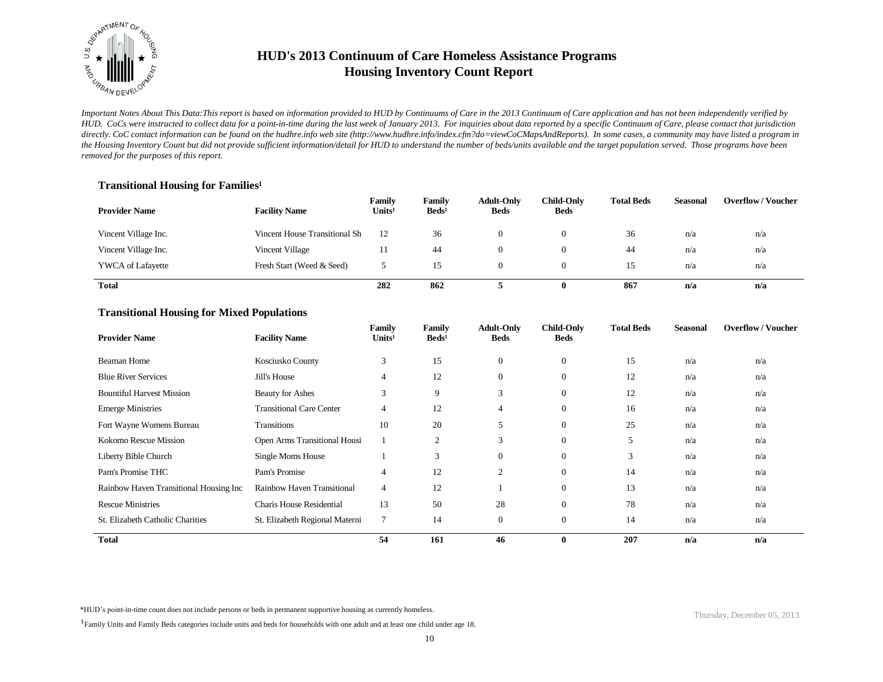# HUD's 2013 Continuum of Care Homeless Assistance Programs
## Housing Inventory Count Report

*Important Notes About This Data:This report is based on information provided to HUD by Continuums of Care in the 2013 Continuum of Care application and has not been independently verified by HUD. CoCs were instructed to collect data for a point-in-time during the last week of January 2013. For inquiries about data reported by a specific Continuum of Care, please contact that jurisdiction directly. CoC contact information can be found on the hudhre.info web site (http://www.hudhre.info/index.cfm?do=viewCoCMapsAndReports). In some cases, a community may have listed a program in the Housing Inventory Count but did not provide sufficient information/detail for HUD to understand the number of beds/units available and the target population served. Those programs have been removed for the purposes of this report.*

### Transitional Housing for Families[1]

| Provider Name | Facility Name | Family Units[1] | Family Beds[1] | Adult-Only Beds | Child-Only Beds | Total Beds | Seasonal | Overflow / Voucher |
|---|---|---|---|---|---|---|---|---|
| Vincent Village Inc. | Vincent House Transitional Sh | 12 | 36 | 0 | 0 | 36 | n/a | n/a |
| Vincent Village Inc. | Vincent Village | 11 | 44 | 0 | 0 | 44 | n/a | n/a |
| YWCA of Lafayette | Fresh Start (Weed & Seed) | 5 | 15 | 0 | 0 | 15 | n/a | n/a |
| **Total** | | **282** | **862** | **5** | **0** | **867** | **n/a** | **n/a** |

### Transitional Housing for Mixed Populations

| Provider Name | Facility Name | Family Units[1] | Family Beds[1] | Adult-Only Beds | Child-Only Beds | Total Beds | Seasonal | Overflow / Voucher |
|---|---|---|---|---|---|---|---|---|
| Beaman Home | Kosciusko County | 3 | 15 | 0 | 0 | 15 | n/a | n/a |
| Blue River Services | Jill's House | 4 | 12 | 0 | 0 | 12 | n/a | n/a |
| Bountiful Harvest Mission | Beauty for Ashes | 3 | 9 | 3 | 0 | 12 | n/a | n/a |
| Emerge Ministries | Transitional Care Center | 4 | 12 | 4 | 0 | 16 | n/a | n/a |
| Fort Wayne Womens Bureau | Transitions | 10 | 20 | 5 | 0 | 25 | n/a | n/a |
| Kokomo Rescue Mission | Open Arms Transitional Housi | 1 | 2 | 3 | 0 | 5 | n/a | n/a |
| Liberty Bible Church | Single Moms House | 1 | 3 | 0 | 0 | 3 | n/a | n/a |
| Pam's Promise THC | Pam's Promise | 4 | 12 | 2 | 0 | 14 | n/a | n/a |
| Rainbow Haven Transitional Housing Inc | Rainbow Haven Transitional | 4 | 12 | 1 | 0 | 13 | n/a | n/a |
| Rescue Ministries | Charis House Residential | 13 | 50 | 28 | 0 | 78 | n/a | n/a |
| St. Elizabeth Catholic Charities | St. Elizabeth Regional Materni | 7 | 14 | 0 | 0 | 14 | n/a | n/a |
| **Total** | | **54** | **161** | **46** | **0** | **207** | **n/a** | **n/a** |

*HUD's point-in-time count does not include persons or beds in permanent supportive housing as currently homeless.

[1] Family Units and Family Beds categories include units and beds for households with one adult and at least one child under age 18.

Thursday, December 05, 2013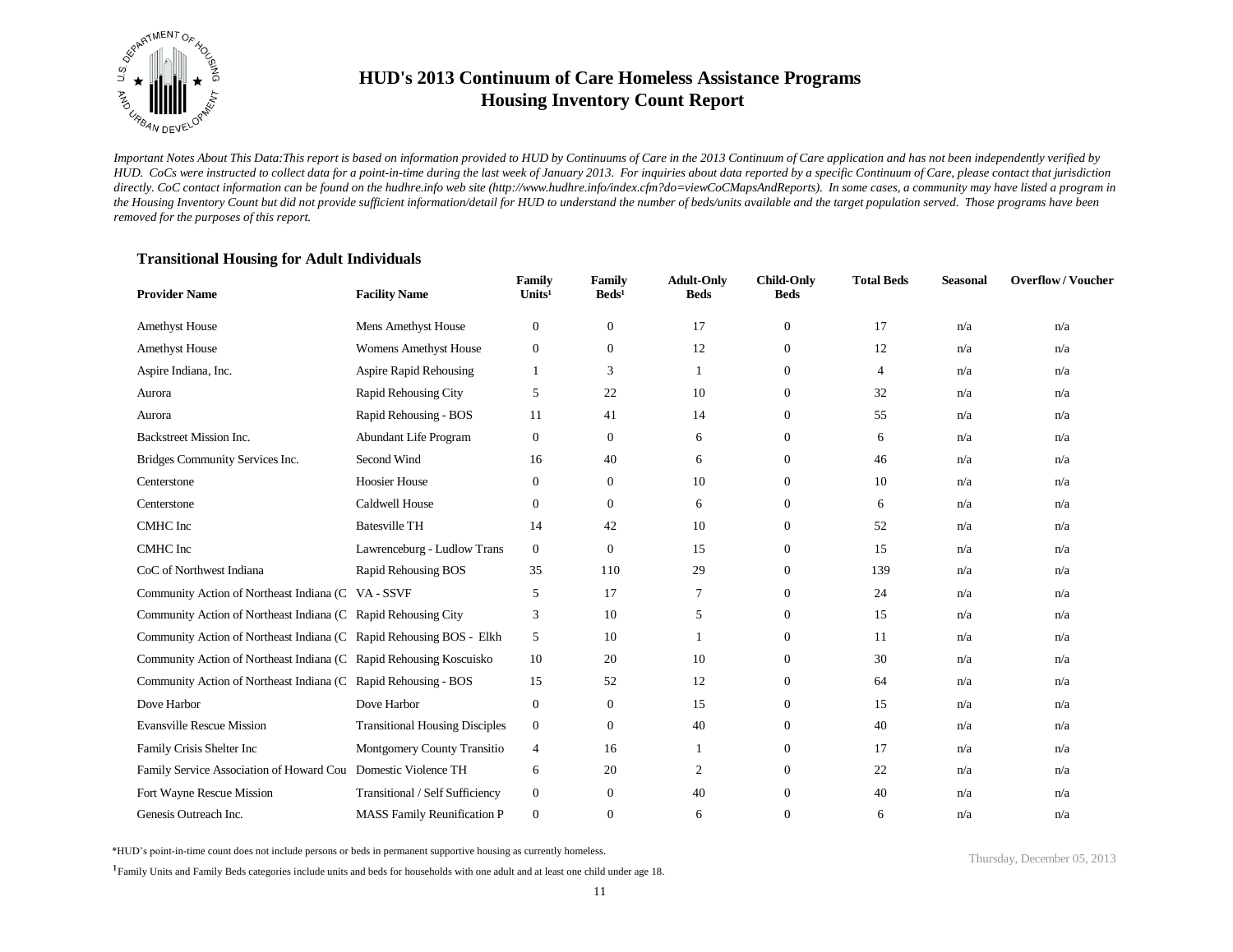# HUD's 2013 Continuum of Care Homeless Assistance Programs
## Housing Inventory Count Report

*Important Notes About This Data:This report is based on information provided to HUD by Continuums of Care in the 2013 Continuum of Care application and has not been independently verified by HUD. CoCs were instructed to collect data for a point-in-time during the last week of January 2013. For inquiries about data reported by a specific Continuum of Care, please contact that jurisdiction directly. CoC contact information can be found on the hudhre.info web site (http://www.hudhre.info/index.cfm?do=viewCoCMapsAndReports). In some cases, a community may have listed a program in the Housing Inventory Count but did not provide sufficient information/detail for HUD to understand the number of beds/units available and the target population served. Those programs have been removed for the purposes of this report.*

### Transitional Housing for Adult Individuals

| Provider Name | Facility Name | Family Units[1] | Family Beds[1] | Adult-Only Beds | Child-Only Beds | Total Beds | Seasonal | Overflow / Voucher |
|---|---|---|---|---|---|---|---|---|
| Amethyst House | Mens Amethyst House | 0 | 0 | 17 | 0 | 17 | n/a | n/a |
| Amethyst House | Womens Amethyst House | 0 | 0 | 12 | 0 | 12 | n/a | n/a |
| Aspire Indiana, Inc. | Aspire Rapid Rehousing | 1 | 3 | 1 | 0 | 4 | n/a | n/a |
| Aurora | Rapid Rehousing City | 5 | 22 | 10 | 0 | 32 | n/a | n/a |
| Aurora | Rapid Rehousing - BOS | 11 | 41 | 14 | 0 | 55 | n/a | n/a |
| Backstreet Mission Inc. | Abundant Life Program | 0 | 0 | 6 | 0 | 6 | n/a | n/a |
| Bridges Community Services Inc. | Second Wind | 16 | 40 | 6 | 0 | 46 | n/a | n/a |
| Centerstone | Hoosier House | 0 | 0 | 10 | 0 | 10 | n/a | n/a |
| Centerstone | Caldwell House | 0 | 0 | 6 | 0 | 6 | n/a | n/a |
| CMHC Inc | Batesville TH | 14 | 42 | 10 | 0 | 52 | n/a | n/a |
| CMHC Inc | Lawrenceburg - Ludlow Trans | 0 | 0 | 15 | 0 | 15 | n/a | n/a |
| CoC of Northwest Indiana | Rapid Rehousing BOS | 35 | 110 | 29 | 0 | 139 | n/a | n/a |
| Community Action of Northeast Indiana (C | VA - SSVF | 5 | 17 | 7 | 0 | 24 | n/a | n/a |
| Community Action of Northeast Indiana (C | Rapid Rehousing City | 3 | 10 | 5 | 0 | 15 | n/a | n/a |
| Community Action of Northeast Indiana (C | Rapid Rehousing BOS - Elkh | 5 | 10 | 1 | 0 | 11 | n/a | n/a |
| Community Action of Northeast Indiana (C | Rapid Rehousing Koscuisko | 10 | 20 | 10 | 0 | 30 | n/a | n/a |
| Community Action of Northeast Indiana (C | Rapid Rehousing - BOS | 15 | 52 | 12 | 0 | 64 | n/a | n/a |
| Dove Harbor | Dove Harbor | 0 | 0 | 15 | 0 | 15 | n/a | n/a |
| Evansville Rescue Mission | Transitional Housing Disciples | 0 | 0 | 40 | 0 | 40 | n/a | n/a |
| Family Crisis Shelter Inc | Montgomery County Transitio | 4 | 16 | 1 | 0 | 17 | n/a | n/a |
| Family Service Association of Howard Cou | Domestic Violence TH | 6 | 20 | 2 | 0 | 22 | n/a | n/a |
| Fort Wayne Rescue Mission | Transitional / Self Sufficiency | 0 | 0 | 40 | 0 | 40 | n/a | n/a |
| Genesis Outreach Inc. | MASS Family Reunification P | 0 | 0 | 6 | 0 | 6 | n/a | n/a |

*HUD's point-in-time count does not include persons or beds in permanent supportive housing as currently homeless.

[1]Family Units and Family Beds categories include units and beds for households with one adult and at least one child under age 18.

Thursday, December 05, 2013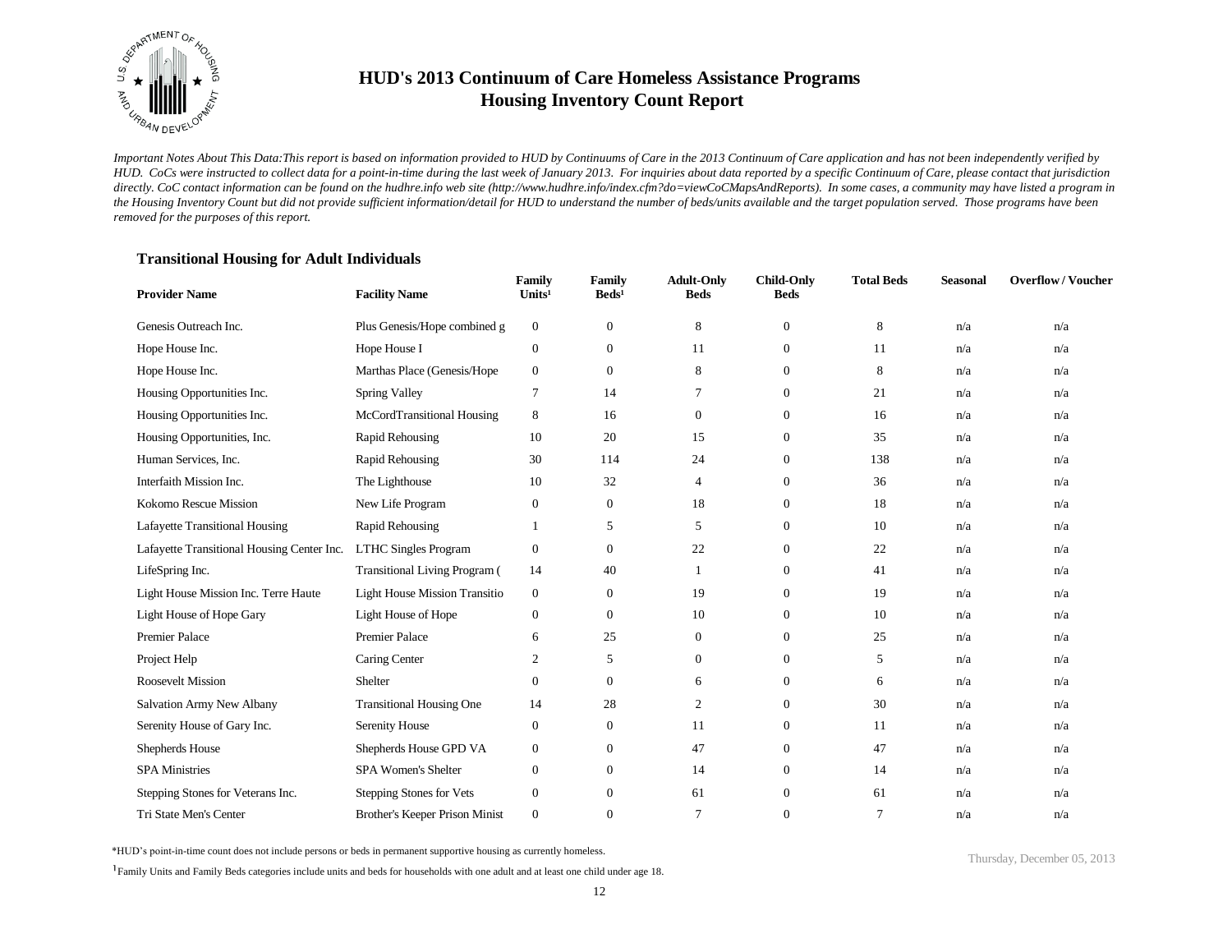# HUD's 2013 Continuum of Care Homeless Assistance Programs
# Housing Inventory Count Report

*Important Notes About This Data:This report is based on information provided to HUD by Continuums of Care in the 2013 Continuum of Care application and has not been independently verified by HUD. CoCs were instructed to collect data for a point-in-time during the last week of January 2013. For inquiries about data reported by a specific Continuum of Care, please contact that jurisdiction directly. CoC contact information can be found on the hudhre.info web site (http://www.hudhre.info/index.cfm?do=viewCoCMapsAndReports). In some cases, a community may have listed a program in the Housing Inventory Count but did not provide sufficient information/detail for HUD to understand the number of beds/units available and the target population served. Those programs have been removed for the purposes of this report.*

### Transitional Housing for Adult Individuals

| Provider Name | Facility Name | Family Units[1] | Family Beds[1] | Adult-Only Beds | Child-Only Beds | Total Beds | Seasonal | Overflow / Voucher |
|---|---|---|---|---|---|---|---|---|
| Genesis Outreach Inc. | Plus Genesis/Hope combined g | 0 | 0 | 8 | 0 | 8 | n/a | n/a |
| Hope House Inc. | Hope House I | 0 | 0 | 11 | 0 | 11 | n/a | n/a |
| Hope House Inc. | Marthas Place (Genesis/Hope | 0 | 0 | 8 | 0 | 8 | n/a | n/a |
| Housing Opportunities Inc. | Spring Valley | 7 | 14 | 7 | 0 | 21 | n/a | n/a |
| Housing Opportunities Inc. | McCordTransitional Housing | 8 | 16 | 0 | 0 | 16 | n/a | n/a |
| Housing Opportunities, Inc. | Rapid Rehousing | 10 | 20 | 15 | 0 | 35 | n/a | n/a |
| Human Services, Inc. | Rapid Rehousing | 30 | 114 | 24 | 0 | 138 | n/a | n/a |
| Interfaith Mission Inc. | The Lighthouse | 10 | 32 | 4 | 0 | 36 | n/a | n/a |
| Kokomo Rescue Mission | New Life Program | 0 | 0 | 18 | 0 | 18 | n/a | n/a |
| Lafayette Transitional Housing | Rapid Rehousing | 1 | 5 | 5 | 0 | 10 | n/a | n/a |
| Lafayette Transitional Housing Center Inc. | LTHC Singles Program | 0 | 0 | 22 | 0 | 22 | n/a | n/a |
| LifeSpring Inc. | Transitional Living Program ( | 14 | 40 | 1 | 0 | 41 | n/a | n/a |
| Light House Mission Inc. Terre Haute | Light House Mission Transitio | 0 | 0 | 19 | 0 | 19 | n/a | n/a |
| Light House of Hope Gary | Light House of Hope | 0 | 0 | 10 | 0 | 10 | n/a | n/a |
| Premier Palace | Premier Palace | 6 | 25 | 0 | 0 | 25 | n/a | n/a |
| Project Help | Caring Center | 2 | 5 | 0 | 0 | 5 | n/a | n/a |
| Roosevelt Mission | Shelter | 0 | 0 | 6 | 0 | 6 | n/a | n/a |
| Salvation Army New Albany | Transitional Housing One | 14 | 28 | 2 | 0 | 30 | n/a | n/a |
| Serenity House of Gary Inc. | Serenity House | 0 | 0 | 11 | 0 | 11 | n/a | n/a |
| Shepherds House | Shepherds House GPD VA | 0 | 0 | 47 | 0 | 47 | n/a | n/a |
| SPA Ministries | SPA Women's Shelter | 0 | 0 | 14 | 0 | 14 | n/a | n/a |
| Stepping Stones for Veterans Inc. | Stepping Stones for Vets | 0 | 0 | 61 | 0 | 61 | n/a | n/a |
| Tri State Men's Center | Brother's Keeper Prison Minist | 0 | 0 | 7 | 0 | 7 | n/a | n/a |

*HUD's point-in-time count does not include persons or beds in permanent supportive housing as currently homeless.

[1] Family Units and Family Beds categories include units and beds for households with one adult and at least one child under age 18.

Thursday, December 05, 2013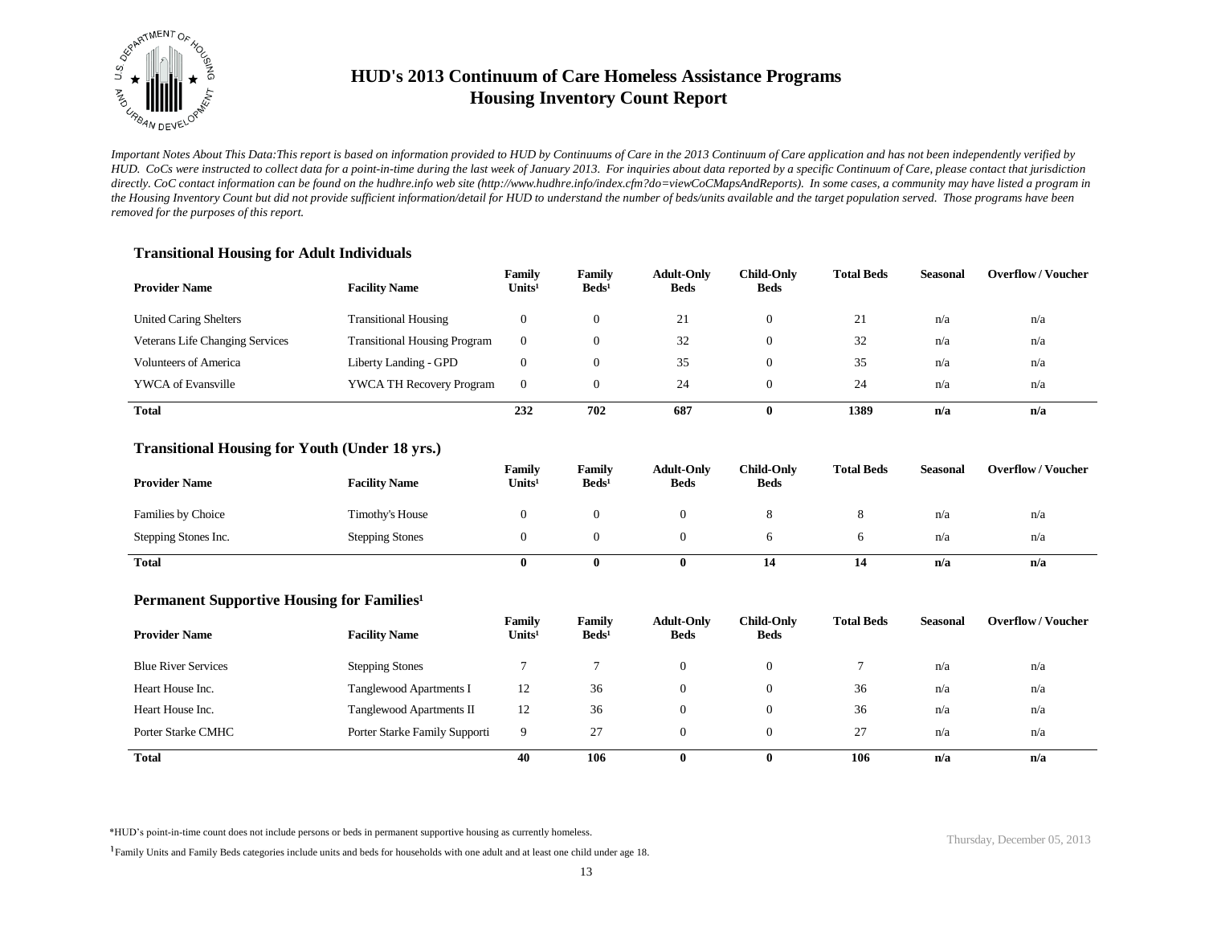# HUD's 2013 Continuum of Care Homeless Assistance Programs
# Housing Inventory Count Report

*Important Notes About This Data:This report is based on information provided to HUD by Continuums of Care in the 2013 Continuum of Care application and has not been independently verified by HUD. CoCs were instructed to collect data for a point-in-time during the last week of January 2013. For inquiries about data reported by a specific Continuum of Care, please contact that jurisdiction directly. CoC contact information can be found on the hudhre.info web site (http://www.hudhre.info/index.cfm?do=viewCoCMapsAndReports). In some cases, a community may have listed a program in the Housing Inventory Count but did not provide sufficient information/detail for HUD to understand the number of beds/units available and the target population served. Those programs have been removed for the purposes of this report.*

### Transitional Housing for Adult Individuals

| Provider Name | Facility Name | Family Units[1] | Family Beds[1] | Adult-Only Beds | Child-Only Beds | Total Beds | Seasonal | Overflow / Voucher |
|---|---|---|---|---|---|---|---|---|
| United Caring Shelters | Transitional Housing | 0 | 0 | 21 | 0 | 21 | n/a | n/a |
| Veterans Life Changing Services | Transitional Housing Program | 0 | 0 | 32 | 0 | 32 | n/a | n/a |
| Volunteers of America | Liberty Landing - GPD | 0 | 0 | 35 | 0 | 35 | n/a | n/a |
| YWCA of Evansville | YWCA TH Recovery Program | 0 | 0 | 24 | 0 | 24 | n/a | n/a |
| **Total** | | **232** | **702** | **687** | **0** | **1389** | **n/a** | **n/a** |

### Transitional Housing for Youth (Under 18 yrs.)

| Provider Name | Facility Name | Family Units[1] | Family Beds[1] | Adult-Only Beds | Child-Only Beds | Total Beds | Seasonal | Overflow / Voucher |
|---|---|---|---|---|---|---|---|---|
| Families by Choice | Timothy's House | 0 | 0 | 0 | 8 | 8 | n/a | n/a |
| Stepping Stones Inc. | Stepping Stones | 0 | 0 | 0 | 6 | 6 | n/a | n/a |
| **Total** | | **0** | **0** | **0** | **14** | **14** | **n/a** | **n/a** |

### Permanent Supportive Housing for Families[1]

| Provider Name | Facility Name | Family Units[1] | Family Beds[1] | Adult-Only Beds | Child-Only Beds | Total Beds | Seasonal | Overflow / Voucher |
|---|---|---|---|---|---|---|---|---|
| Blue River Services | Stepping Stones | 7 | 7 | 0 | 0 | 7 | n/a | n/a |
| Heart House Inc. | Tanglewood Apartments I | 12 | 36 | 0 | 0 | 36 | n/a | n/a |
| Heart House Inc. | Tanglewood Apartments II | 12 | 36 | 0 | 0 | 36 | n/a | n/a |
| Porter Starke CMHC | Porter Starke Family Supporti | 9 | 27 | 0 | 0 | 27 | n/a | n/a |
| **Total** | | **40** | **106** | **0** | **0** | **106** | **n/a** | **n/a** |

*HUD's point-in-time count does not include persons or beds in permanent supportive housing as currently homeless.

[1] Family Units and Family Beds categories include units and beds for households with one adult and at least one child under age 18.

Thursday, December 05, 2013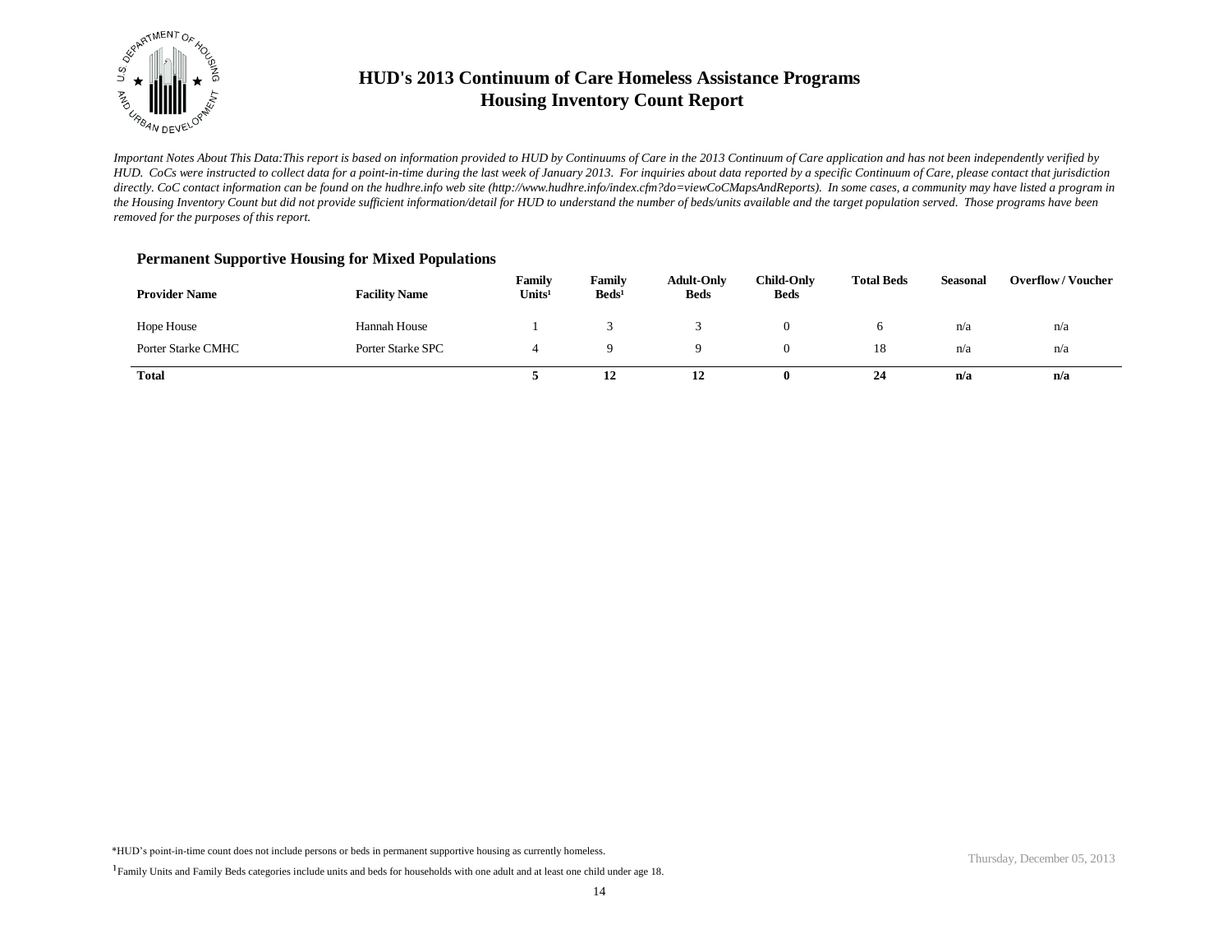# HUD's 2013 Continuum of Care Homeless Assistance Programs
# Housing Inventory Count Report

*Important Notes About This Data:This report is based on information provided to HUD by Continuums of Care in the 2013 Continuum of Care application and has not been independently verified by HUD. CoCs were instructed to collect data for a point-in-time during the last week of January 2013. For inquiries about data reported by a specific Continuum of Care, please contact that jurisdiction directly. CoC contact information can be found on the hudhre.info web site (http://www.hudhre.info/index.cfm?do=viewCoCMapsAndReports). In some cases, a community may have listed a program in the Housing Inventory Count but did not provide sufficient information/detail for HUD to understand the number of beds/units available and the target population served. Those programs have been removed for the purposes of this report.*

### Permanent Supportive Housing for Mixed Populations

| Provider Name | Facility Name | Family Units[1] | Family Beds[1] | Adult-Only Beds | Child-Only Beds | Total Beds | Seasonal | Overflow / Voucher |
|---|---|---|---|---|---|---|---|---|
| Hope House | Hannah House | 1 | 3 | 3 | 0 | 6 | n/a | n/a |
| Porter Starke CMHC | Porter Starke SPC | 4 | 9 | 9 | 0 | 18 | n/a | n/a |
| **Total** | | **5** | **12** | **12** | **0** | **24** | **n/a** | **n/a** |

*HUD's point-in-time count does not include persons or beds in permanent supportive housing as currently homeless.

[1]Family Units and Family Beds categories include units and beds for households with one adult and at least one child under age 18.

Thursday, December 05, 2013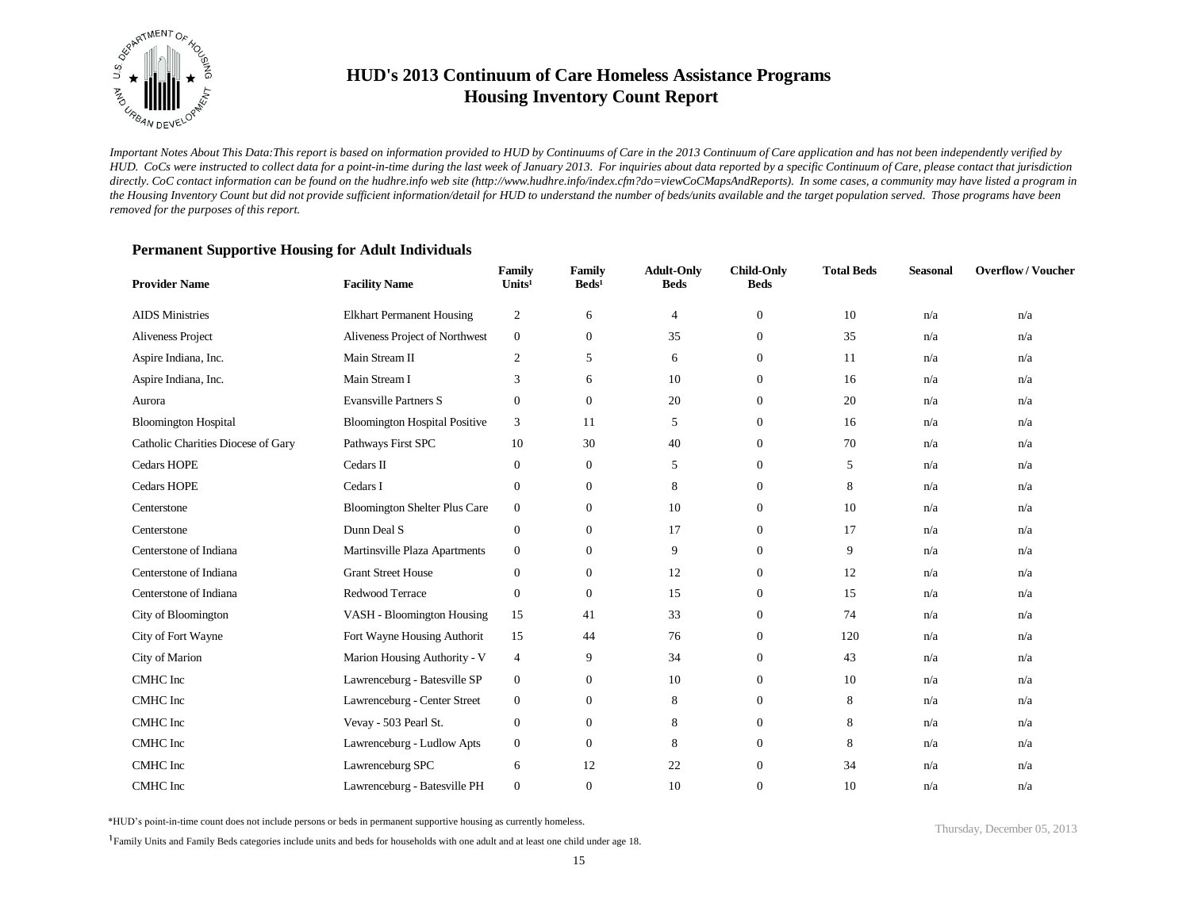# HUD's 2013 Continuum of Care Homeless Assistance Programs
## Housing Inventory Count Report

*Important Notes About This Data:This report is based on information provided to HUD by Continuums of Care in the 2013 Continuum of Care application and has not been independently verified by HUD. CoCs were instructed to collect data for a point-in-time during the last week of January 2013. For inquiries about data reported by a specific Continuum of Care, please contact that jurisdiction directly. CoC contact information can be found on the hudhre.info web site (http://www.hudhre.info/index.cfm?do=viewCoCMapsAndReports). In some cases, a community may have listed a program in the Housing Inventory Count but did not provide sufficient information/detail for HUD to understand the number of beds/units available and the target population served. Those programs have been removed for the purposes of this report.*

### Permanent Supportive Housing for Adult Individuals

| Provider Name | Facility Name | Family Units[1] | Family Beds[1] | Adult-Only Beds | Child-Only Beds | Total Beds | Seasonal | Overflow / Voucher |
|---|---|---|---|---|---|---|---|---|
| AIDS Ministries | Elkhart Permanent Housing | 2 | 6 | 4 | 0 | 10 | n/a | n/a |
| Aliveness Project | Aliveness Project of Northwest | 0 | 0 | 35 | 0 | 35 | n/a | n/a |
| Aspire Indiana, Inc. | Main Stream II | 2 | 5 | 6 | 0 | 11 | n/a | n/a |
| Aspire Indiana, Inc. | Main Stream I | 3 | 6 | 10 | 0 | 16 | n/a | n/a |
| Aurora | Evansville Partners S | 0 | 0 | 20 | 0 | 20 | n/a | n/a |
| Bloomington Hospital | Bloomington Hospital Positive | 3 | 11 | 5 | 0 | 16 | n/a | n/a |
| Catholic Charities Diocese of Gary | Pathways First SPC | 10 | 30 | 40 | 0 | 70 | n/a | n/a |
| Cedars HOPE | Cedars II | 0 | 0 | 5 | 0 | 5 | n/a | n/a |
| Cedars HOPE | Cedars I | 0 | 0 | 8 | 0 | 8 | n/a | n/a |
| Centerstone | Bloomington Shelter Plus Care | 0 | 0 | 10 | 0 | 10 | n/a | n/a |
| Centerstone | Dunn Deal S | 0 | 0 | 17 | 0 | 17 | n/a | n/a |
| Centerstone of Indiana | Martinsville Plaza Apartments | 0 | 0 | 9 | 0 | 9 | n/a | n/a |
| Centerstone of Indiana | Grant Street House | 0 | 0 | 12 | 0 | 12 | n/a | n/a |
| Centerstone of Indiana | Redwood Terrace | 0 | 0 | 15 | 0 | 15 | n/a | n/a |
| City of Bloomington | VASH - Bloomington Housing | 15 | 41 | 33 | 0 | 74 | n/a | n/a |
| City of Fort Wayne | Fort Wayne Housing Authorit | 15 | 44 | 76 | 0 | 120 | n/a | n/a |
| City of Marion | Marion Housing Authority - V | 4 | 9 | 34 | 0 | 43 | n/a | n/a |
| CMHC Inc | Lawrenceburg - Batesville SP | 0 | 0 | 10 | 0 | 10 | n/a | n/a |
| CMHC Inc | Lawrenceburg - Center Street | 0 | 0 | 8 | 0 | 8 | n/a | n/a |
| CMHC Inc | Vevay - 503 Pearl St. | 0 | 0 | 8 | 0 | 8 | n/a | n/a |
| CMHC Inc | Lawrenceburg - Ludlow Apts | 0 | 0 | 8 | 0 | 8 | n/a | n/a |
| CMHC Inc | Lawrenceburg SPC | 6 | 12 | 22 | 0 | 34 | n/a | n/a |
| CMHC Inc | Lawrenceburg - Batesville PH | 0 | 0 | 10 | 0 | 10 | n/a | n/a |

*HUD's point-in-time count does not include persons or beds in permanent supportive housing as currently homeless.

[1] Family Units and Family Beds categories include units and beds for households with one adult and at least one child under age 18.

Thursday, December 05, 2013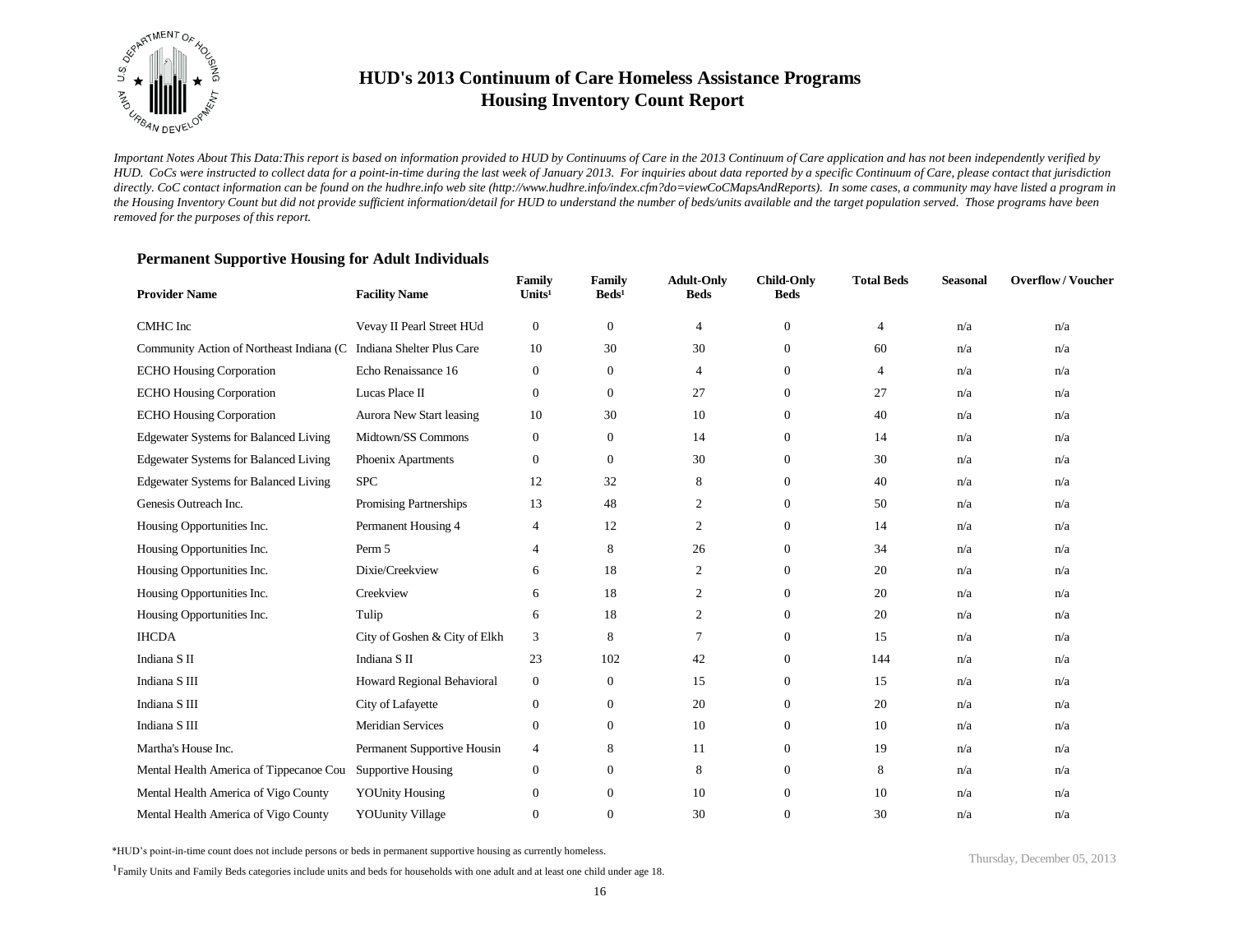# HUD's 2013 Continuum of Care Homeless Assistance Programs
## Housing Inventory Count Report

*Important Notes About This Data:This report is based on information provided to HUD by Continuums of Care in the 2013 Continuum of Care application and has not been independently verified by HUD. CoCs were instructed to collect data for a point-in-time during the last week of January 2013. For inquiries about data reported by a specific Continuum of Care, please contact that jurisdiction directly. CoC contact information can be found on the hudhre.info web site (http://www.hudhre.info/index.cfm?do=viewCoCMapsAndReports). In some cases, a community may have listed a program in the Housing Inventory Count but did not provide sufficient information/detail for HUD to understand the number of beds/units available and the target population served. Those programs have been removed for the purposes of this report.*

### Permanent Supportive Housing for Adult Individuals

| Provider Name | Facility Name | Family Units[1] | Family Beds[1] | Adult-Only Beds | Child-Only Beds | Total Beds | Seasonal | Overflow / Voucher |
|---|---|---|---|---|---|---|---|---|
| CMHC Inc | Vevay II Pearl Street HUd | 0 | 0 | 4 | 0 | 4 | n/a | n/a |
| Community Action of Northeast Indiana (C | Indiana Shelter Plus Care | 10 | 30 | 30 | 0 | 60 | n/a | n/a |
| ECHO Housing Corporation | Echo Renaissance 16 | 0 | 0 | 4 | 0 | 4 | n/a | n/a |
| ECHO Housing Corporation | Lucas Place II | 0 | 0 | 27 | 0 | 27 | n/a | n/a |
| ECHO Housing Corporation | Aurora New Start leasing | 10 | 30 | 10 | 0 | 40 | n/a | n/a |
| Edgewater Systems for Balanced Living | Midtown/SS Commons | 0 | 0 | 14 | 0 | 14 | n/a | n/a |
| Edgewater Systems for Balanced Living | Phoenix Apartments | 0 | 0 | 30 | 0 | 30 | n/a | n/a |
| Edgewater Systems for Balanced Living | SPC | 12 | 32 | 8 | 0 | 40 | n/a | n/a |
| Genesis Outreach Inc. | Promising Partnerships | 13 | 48 | 2 | 0 | 50 | n/a | n/a |
| Housing Opportunities Inc. | Permanent Housing 4 | 4 | 12 | 2 | 0 | 14 | n/a | n/a |
| Housing Opportunities Inc. | Perm 5 | 4 | 8 | 26 | 0 | 34 | n/a | n/a |
| Housing Opportunities Inc. | Dixie/Creekview | 6 | 18 | 2 | 0 | 20 | n/a | n/a |
| Housing Opportunities Inc. | Creekview | 6 | 18 | 2 | 0 | 20 | n/a | n/a |
| Housing Opportunities Inc. | Tulip | 6 | 18 | 2 | 0 | 20 | n/a | n/a |
| IHCDA | City of Goshen & City of Elkh | 3 | 8 | 7 | 0 | 15 | n/a | n/a |
| Indiana S II | Indiana S II | 23 | 102 | 42 | 0 | 144 | n/a | n/a |
| Indiana S III | Howard Regional Behavioral | 0 | 0 | 15 | 0 | 15 | n/a | n/a |
| Indiana S III | City of Lafayette | 0 | 0 | 20 | 0 | 20 | n/a | n/a |
| Indiana S III | Meridian Services | 0 | 0 | 10 | 0 | 10 | n/a | n/a |
| Martha's House Inc. | Permanent Supportive Housin | 4 | 8 | 11 | 0 | 19 | n/a | n/a |
| Mental Health America of Tippecanoe Cou | Supportive Housing | 0 | 0 | 8 | 0 | 8 | n/a | n/a |
| Mental Health America of Vigo County | YOUnity Housing | 0 | 0 | 10 | 0 | 10 | n/a | n/a |
| Mental Health America of Vigo County | YOUunity Village | 0 | 0 | 30 | 0 | 30 | n/a | n/a |

*HUD's point-in-time count does not include persons or beds in permanent supportive housing as currently homeless.

[1]Family Units and Family Beds categories include units and beds for households with one adult and at least one child under age 18.

Thursday, December 05, 2013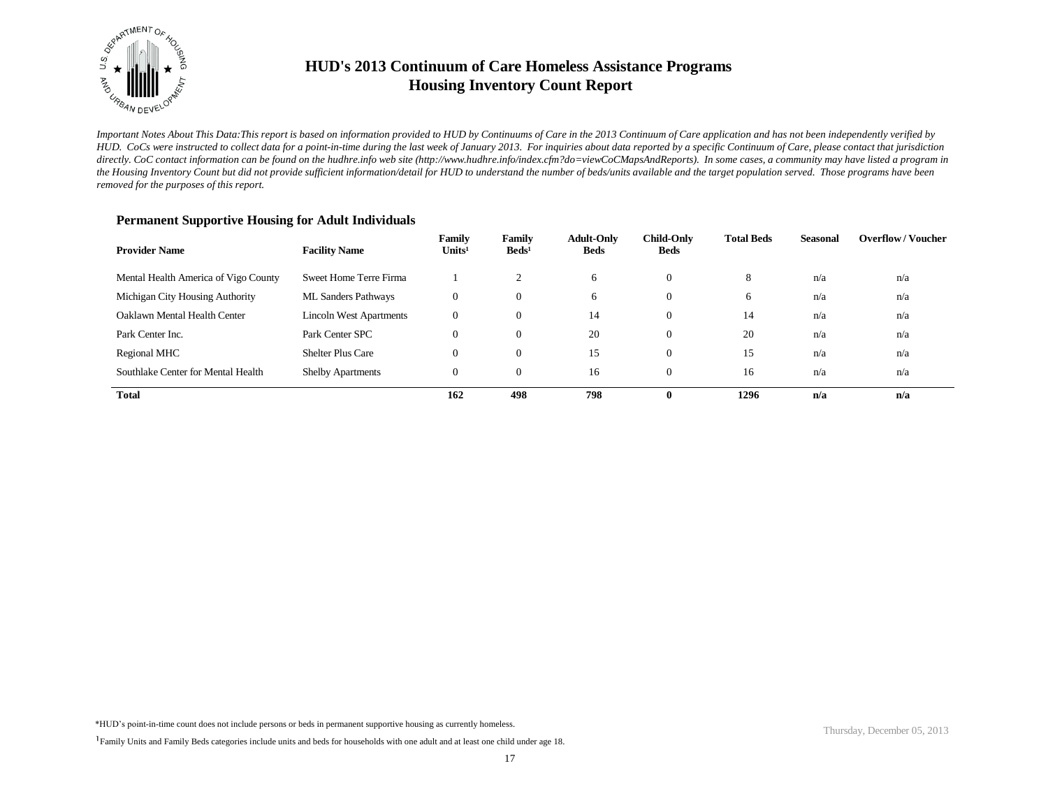# HUD's 2013 Continuum of Care Homeless Assistance Programs
# Housing Inventory Count Report

*Important Notes About This Data:This report is based on information provided to HUD by Continuums of Care in the 2013 Continuum of Care application and has not been independently verified by HUD. CoCs were instructed to collect data for a point-in-time during the last week of January 2013. For inquiries about data reported by a specific Continuum of Care, please contact that jurisdiction directly. CoC contact information can be found on the hudhre.info web site (http://www.hudhre.info/index.cfm?do=viewCoCMapsAndReports). In some cases, a community may have listed a program in the Housing Inventory Count but did not provide sufficient information/detail for HUD to understand the number of beds/units available and the target population served. Those programs have been removed for the purposes of this report.*

## Permanent Supportive Housing for Adult Individuals

| Provider Name | Facility Name | Family Units[1] | Family Beds[1] | Adult-Only Beds | Child-Only Beds | Total Beds | Seasonal | Overflow / Voucher |
|---|---|---|---|---|---|---|---|---|
| Mental Health America of Vigo County | Sweet Home Terre Firma | 1 | 2 | 6 | 0 | 8 | n/a | n/a |
| Michigan City Housing Authority | ML Sanders Pathways | 0 | 0 | 6 | 0 | 6 | n/a | n/a |
| Oaklawn Mental Health Center | Lincoln West Apartments | 0 | 0 | 14 | 0 | 14 | n/a | n/a |
| Park Center Inc. | Park Center SPC | 0 | 0 | 20 | 0 | 20 | n/a | n/a |
| Regional MHC | Shelter Plus Care | 0 | 0 | 15 | 0 | 15 | n/a | n/a |
| Southlake Center for Mental Health | Shelby Apartments | 0 | 0 | 16 | 0 | 16 | n/a | n/a |
| **Total** | | **162** | **498** | **798** | **0** | **1296** | **n/a** | **n/a** |

*HUD's point-in-time count does not include persons or beds in permanent supportive housing as currently homeless.

[1]Family Units and Family Beds categories include units and beds for households with one adult and at least one child under age 18.

Thursday, December 05, 2013